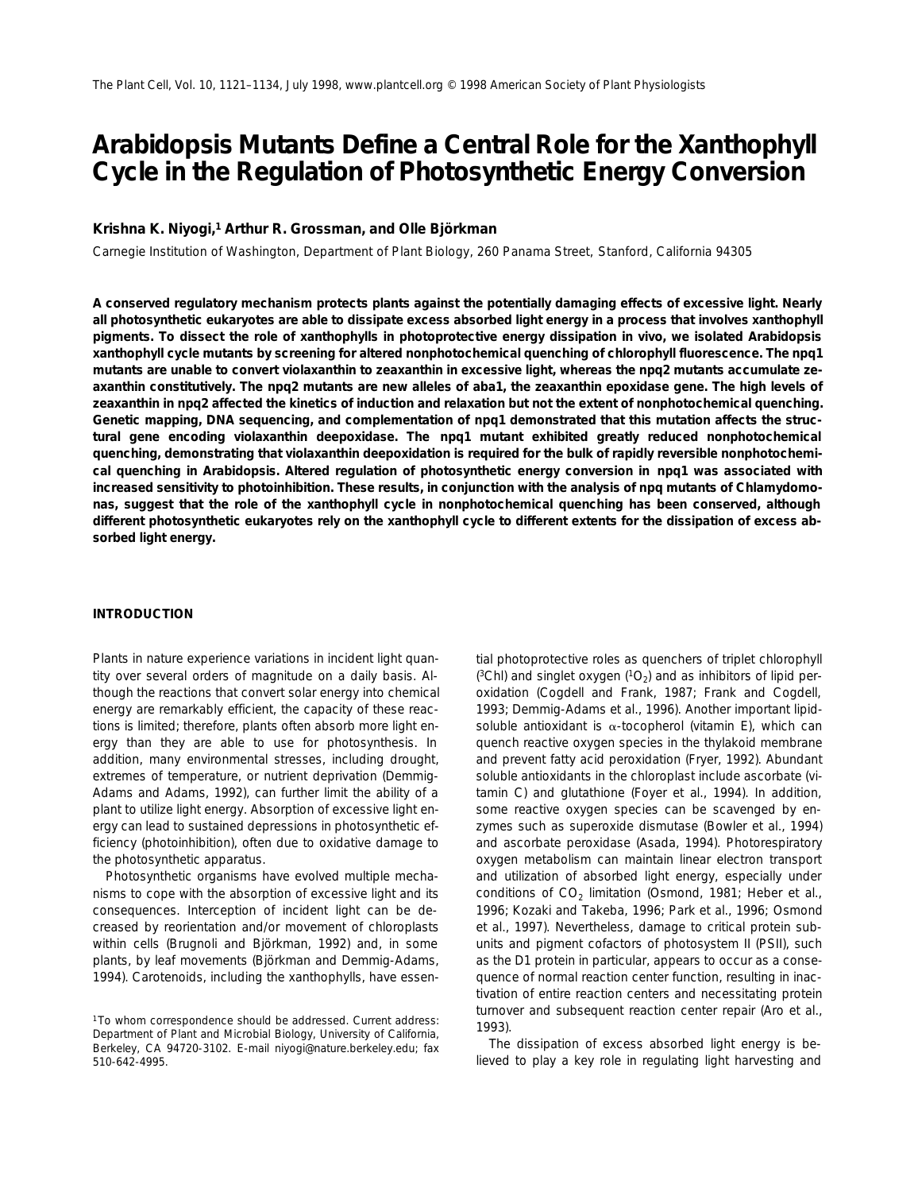# Arabidopsis Mutants Define a Central Role for the Xanthophyll Cycle in the Regulation of Photosynthetic Energy Conversion

**Krishna K. Niyogi,[1] Arthur R. Grossman, and Olle Björkman**

Carnegie Institution of Washington, Department of Plant Biology, 260 Panama Street, Stanford, California 94305

**A conserved regulatory mechanism protects plants against the potentially damaging effects of excessive light. Nearly all photosynthetic eukaryotes are able to dissipate excess absorbed light energy in a process that involves xanthophyll pigments. To dissect the role of xanthophylls in photoprotective energy dissipation in vivo, we isolated Arabidopsis xanthophyll cycle mutants by screening for altered nonphotochemical quenching of chlorophyll fluorescence. The npq1 mutants are unable to convert violaxanthin to zeaxanthin in excessive light, whereas the npq2 mutants accumulate zeaxanthin constitutively. The npq2 mutants are new alleles of aba1, the zeaxanthin epoxidase gene. The high levels of zeaxanthin in npq2 affected the kinetics of induction and relaxation but not the extent of nonphotochemical quenching. Genetic mapping, DNA sequencing, and complementation of npq1 demonstrated that this mutation affects the structural gene encoding violaxanthin deepoxidase. The npq1 mutant exhibited greatly reduced nonphotochemical quenching, demonstrating that violaxanthin deepoxidation is required for the bulk of rapidly reversible nonphotochemical quenching in Arabidopsis. Altered regulation of photosynthetic energy conversion in npq1 was associated with increased sensitivity to photoinhibition. These results, in conjunction with the analysis of npq mutants of Chlamydomonas, suggest that the role of the xanthophyll cycle in nonphotochemical quenching has been conserved, although different photosynthetic eukaryotes rely on the xanthophyll cycle to different extents for the dissipation of excess absorbed light energy.**

## INTRODUCTION

Plants in nature experience variations in incident light quantity over several orders of magnitude on a daily basis. Although the reactions that convert solar energy into chemical energy are remarkably efficient, the capacity of these reactions is limited; therefore, plants often absorb more light energy than they are able to use for photosynthesis. In addition, many environmental stresses, including drought, extremes of temperature, or nutrient deprivation (Demmig-Adams and Adams, 1992), can further limit the ability of a plant to utilize light energy. Absorption of excessive light energy can lead to sustained depressions in photosynthetic efficiency (photoinhibition), often due to oxidative damage to the photosynthetic apparatus.

Photosynthetic organisms have evolved multiple mechanisms to cope with the absorption of excessive light and its consequences. Interception of incident light can be decreased by reorientation and/or movement of chloroplasts within cells (Brugnoli and Björkman, 1992) and, in some plants, by leaf movements (Björkman and Demmig-Adams, 1994). Carotenoids, including the xanthophylls, have essential photoprotective roles as quenchers of triplet chlorophyll ($^3$Chl) and singlet oxygen ($^1O_2$) and as inhibitors of lipid peroxidation (Cogdell and Frank, 1987; Frank and Cogdell, 1993; Demmig-Adams et al., 1996). Another important lipid-soluble antioxidant is α-tocopherol (vitamin E), which can quench reactive oxygen species in the thylakoid membrane and prevent fatty acid peroxidation (Fryer, 1992). Abundant soluble antioxidants in the chloroplast include ascorbate (vitamin C) and glutathione (Foyer et al., 1994). In addition, some reactive oxygen species can be scavenged by enzymes such as superoxide dismutase (Bowler et al., 1994) and ascorbate peroxidase (Asada, 1994). Photorespiratory oxygen metabolism can maintain linear electron transport and utilization of absorbed light energy, especially under conditions of $CO_2$ limitation (Osmond, 1981; Heber et al., 1996; Kozaki and Takeba, 1996; Park et al., 1996; Osmond et al., 1997). Nevertheless, damage to critical protein subunits and pigment cofactors of photosystem II (PSII), such as the D1 protein in particular, appears to occur as a consequence of normal reaction center function, resulting in inactivation of entire reaction centers and necessitating protein turnover and subsequent reaction center repair (Aro et al., 1993).

The dissipation of excess absorbed light energy is believed to play a key role in regulating light harvesting and

[1] To whom correspondence should be addressed. Current address: Department of Plant and Microbial Biology, University of California, Berkeley, CA 94720-3102. E-mail niyogi@nature.berkeley.edu; fax 510-642-4995.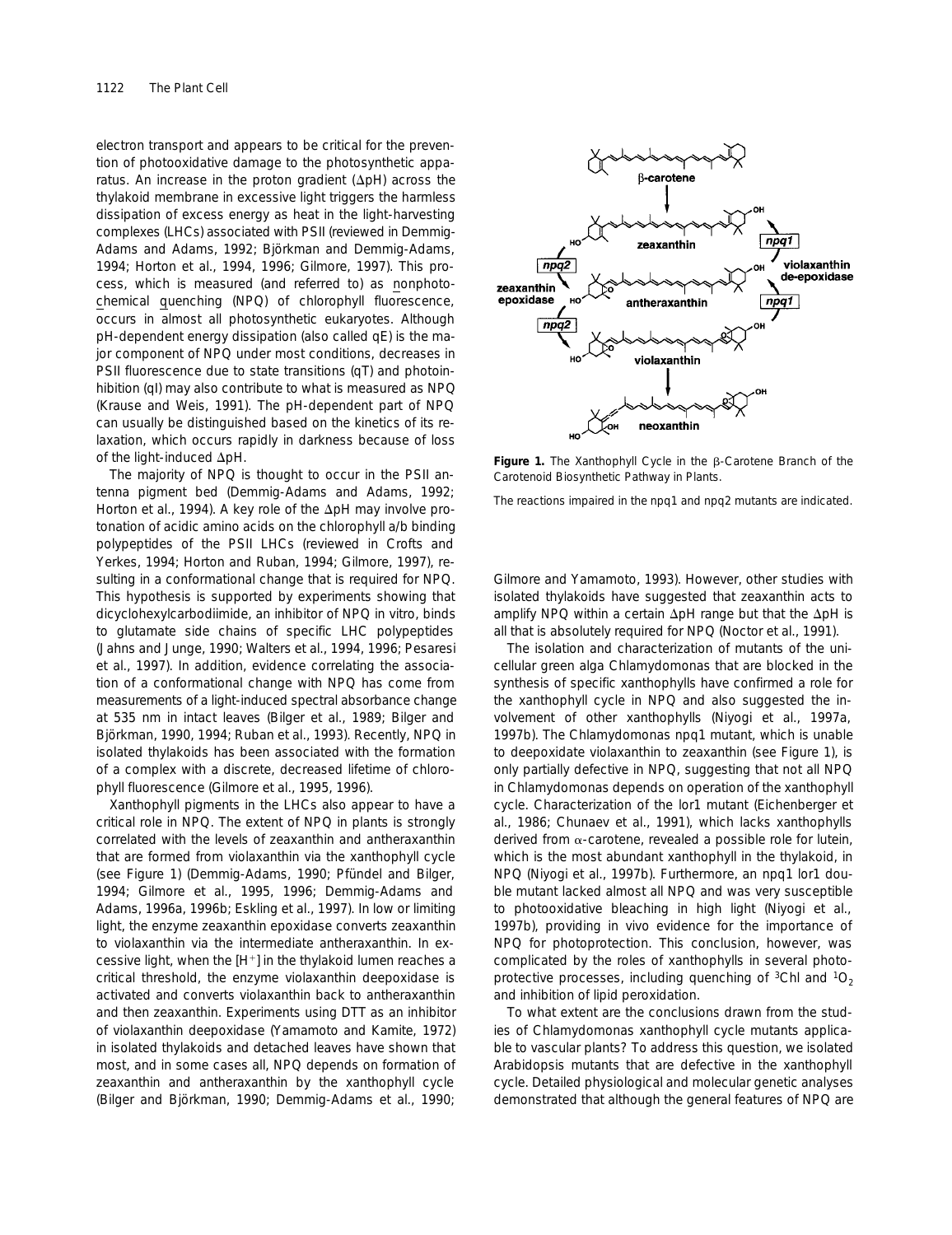electron transport and appears to be critical for the prevention of photooxidative damage to the photosynthetic apparatus. An increase in the proton gradient (ΔpH) across the thylakoid membrane in excessive light triggers the harmless dissipation of excess energy as heat in the light-harvesting complexes (LHCs) associated with PSII (reviewed in Demmig-Adams and Adams, 1992; Björkman and Demmig-Adams, 1994; Horton et al., 1994, 1996; Gilmore, 1997). This process, which is measured (and referred to) as nonphotochemical quenching (NPQ) of chlorophyll fluorescence, occurs in almost all photosynthetic eukaryotes. Although pH-dependent energy dissipation (also called qE) is the major component of NPQ under most conditions, decreases in PSII fluorescence due to state transitions (qT) and photoinhibition (qI) may also contribute to what is measured as NPQ (Krause and Weis, 1991). The pH-dependent part of NPQ can usually be distinguished based on the kinetics of its relaxation, which occurs rapidly in darkness because of loss of the light-induced ΔpH.

The majority of NPQ is thought to occur in the PSII antenna pigment bed (Demmig-Adams and Adams, 1992; Horton et al., 1994). A key role of the ΔpH may involve protonation of acidic amino acids on the chlorophyll a/b binding polypeptides of the PSII LHCs (reviewed in Crofts and Yerkes, 1994; Horton and Ruban, 1994; Gilmore, 1997), resulting in a conformational change that is required for NPQ. This hypothesis is supported by experiments showing that dicyclohexylcarbodiimide, an inhibitor of NPQ in vitro, binds to glutamate side chains of specific LHC polypeptides (Jahns and Junge, 1990; Walters et al., 1994, 1996; Pesaresi et al., 1997). In addition, evidence correlating the association of a conformational change with NPQ has come from measurements of a light-induced spectral absorbance change at 535 nm in intact leaves (Bilger et al., 1989; Bilger and Björkman, 1990, 1994; Ruban et al., 1993). Recently, NPQ in isolated thylakoids has been associated with the formation of a complex with a discrete, decreased lifetime of chlorophyll fluorescence (Gilmore et al., 1995, 1996).

Xanthophyll pigments in the LHCs also appear to have a critical role in NPQ. The extent of NPQ in plants is strongly correlated with the levels of zeaxanthin and antheraxanthin that are formed from violaxanthin via the xanthophyll cycle (see Figure 1) (Demmig-Adams, 1990; Pfündel and Bilger, 1994; Gilmore et al., 1995, 1996; Demmig-Adams and Adams, 1996a, 1996b; Eskling et al., 1997). In low or limiting light, the enzyme zeaxanthin epoxidase converts zeaxanthin to violaxanthin via the intermediate antheraxanthin. In excessive light, when the [$H^+$] in the thylakoid lumen reaches a critical threshold, the enzyme violaxanthin deepoxidase is activated and converts violaxanthin back to antheraxanthin and then zeaxanthin. Experiments using DTT as an inhibitor of violaxanthin deepoxidase (Yamamoto and Kamite, 1972) in isolated thylakoids and detached leaves have shown that most, and in some cases all, NPQ depends on formation of zeaxanthin and antheraxanthin by the xanthophyll cycle (Bilger and Björkman, 1990; Demmig-Adams et al., 1990; Gilmore and Yamamoto, 1993). However, other studies with isolated thylakoids have suggested that zeaxanthin acts to amplify NPQ within a certain ΔpH range but that the ΔpH is all that is absolutely required for NPQ (Noctor et al., 1991).

**Figure 1.** The Xanthophyll Cycle in the β-Carotene Branch of the Carotenoid Biosynthetic Pathway in Plants.

The reactions impaired in the npq1 and npq2 mutants are indicated.

The isolation and characterization of mutants of the unicellular green alga Chlamydomonas that are blocked in the synthesis of specific xanthophylls have confirmed a role for the xanthophyll cycle in NPQ and also suggested the involvement of other xanthophylls (Niyogi et al., 1997a, 1997b). The Chlamydomonas npq1 mutant, which is unable to deepoxidate violaxanthin to zeaxanthin (see Figure 1), is only partially defective in NPQ, suggesting that not all NPQ in Chlamydomonas depends on operation of the xanthophyll cycle. Characterization of the lor1 mutant (Eichenberger et al., 1986; Chunaev et al., 1991), which lacks xanthophylls derived from α-carotene, revealed a possible role for lutein, which is the most abundant xanthophyll in the thylakoid, in NPQ (Niyogi et al., 1997b). Furthermore, an npq1 lor1 double mutant lacked almost all NPQ and was very susceptible to photooxidative bleaching in high light (Niyogi et al., 1997b), providing in vivo evidence for the importance of NPQ for photoprotection. This conclusion, however, was complicated by the roles of xanthophylls in several photoprotective processes, including quenching of $^3$Chl and $^1O_2$ and inhibition of lipid peroxidation.

To what extent are the conclusions drawn from the studies of Chlamydomonas xanthophyll cycle mutants applicable to vascular plants? To address this question, we isolated Arabidopsis mutants that are defective in the xanthophyll cycle. Detailed physiological and molecular genetic analyses demonstrated that although the general features of NPQ are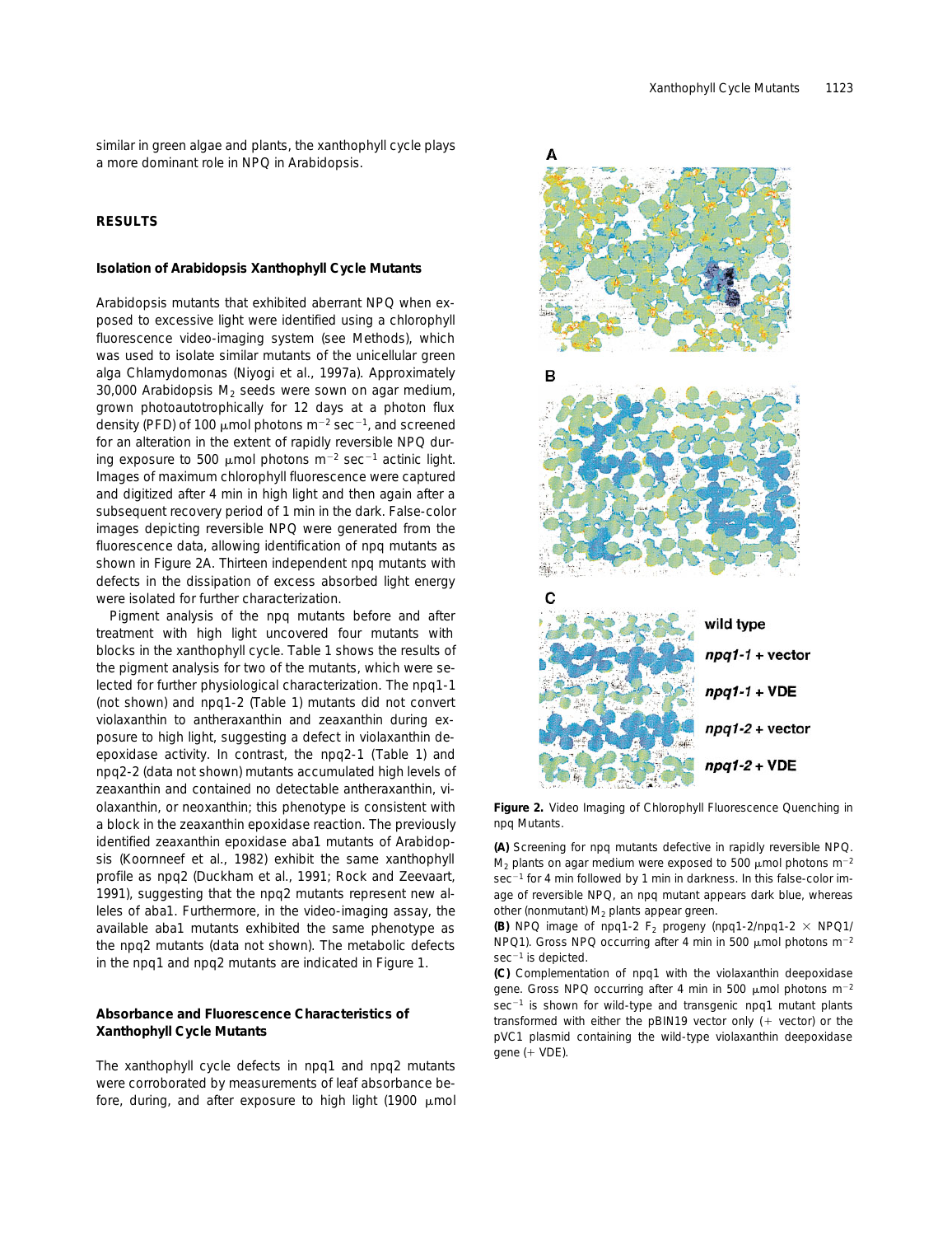similar in green algae and plants, the xanthophyll cycle plays a more dominant role in NPQ in Arabidopsis.

## RESULTS

### Isolation of Arabidopsis Xanthophyll Cycle Mutants

Arabidopsis mutants that exhibited aberrant NPQ when exposed to excessive light were identified using a chlorophyll fluorescence video-imaging system (see Methods), which was used to isolate similar mutants of the unicellular green alga Chlamydomonas (Niyogi et al., 1997a). Approximately 30,000 Arabidopsis $M_2$ seeds were sown on agar medium, grown photoautotrophically for 12 days at a photon flux density (PFD) of 100 μmol photons $m^{-2}$ $sec^{-1}$, and screened for an alteration in the extent of rapidly reversible NPQ during exposure to 500 μmol photons $m^{-2}$ $sec^{-1}$ actinic light. Images of maximum chlorophyll fluorescence were captured and digitized after 4 min in high light and then again after a subsequent recovery period of 1 min in the dark. False-color images depicting reversible NPQ were generated from the fluorescence data, allowing identification of npq mutants as shown in Figure 2A. Thirteen independent npq mutants with defects in the dissipation of excess absorbed light energy were isolated for further characterization.

Pigment analysis of the npq mutants before and after treatment with high light uncovered four mutants with blocks in the xanthophyll cycle. Table 1 shows the results of the pigment analysis for two of the mutants, which were selected for further physiological characterization. The npq1-1 (not shown) and npq1-2 (Table 1) mutants did not convert violaxanthin to antheraxanthin and zeaxanthin during exposure to high light, suggesting a defect in violaxanthin deepoxidase activity. In contrast, the npq2-1 (Table 1) and npq2-2 (data not shown) mutants accumulated high levels of zeaxanthin and contained no detectable antheraxanthin, violaxanthin, or neoxanthin; this phenotype is consistent with a block in the zeaxanthin epoxidase reaction. The previously identified zeaxanthin epoxidase aba1 mutants of Arabidopsis (Koornneef et al., 1982) exhibit the same xanthophyll profile as npq2 (Duckham et al., 1991; Rock and Zeevaart, 1991), suggesting that the npq2 mutants represent new alleles of aba1. Furthermore, in the video-imaging assay, the available aba1 mutants exhibited the same phenotype as the npq2 mutants (data not shown). The metabolic defects in the npq1 and npq2 mutants are indicated in Figure 1.

### Absorbance and Fluorescence Characteristics of Xanthophyll Cycle Mutants

The xanthophyll cycle defects in npq1 and npq2 mutants were corroborated by measurements of leaf absorbance before, during, and after exposure to high light (1900 μmol

A

B

C

wild type

*npq1-1* + vector

*npq1-1* + VDE

*npq1-2* + vector

*npq1-2* + VDE

**Figure 2.** Video Imaging of Chlorophyll Fluorescence Quenching in npq Mutants.

**(A)** Screening for npq mutants defective in rapidly reversible NPQ. $M_2$ plants on agar medium were exposed to 500 μmol photons $m^{-2}$ $sec^{-1}$ for 4 min followed by 1 min in darkness. In this false-color image of reversible NPQ, an npq mutant appears dark blue, whereas other (nonmutant) $M_2$ plants appear green.

**(B)** NPQ image of npq1-2 $F_2$ progeny (npq1-2/npq1-2 × NPQ1/NPQ1). Gross NPQ occurring after 4 min in 500 μmol photons $m^{-2}$ $sec^{-1}$ is depicted.

**(C)** Complementation of npq1 with the violaxanthin deepoxidase gene. Gross NPQ occurring after 4 min in 500 μmol photons $m^{-2}$ $sec^{-1}$ is shown for wild-type and transgenic npq1 mutant plants transformed with either the pBIN19 vector only (+ vector) or the pVC1 plasmid containing the wild-type violaxanthin deepoxidase gene (+ VDE).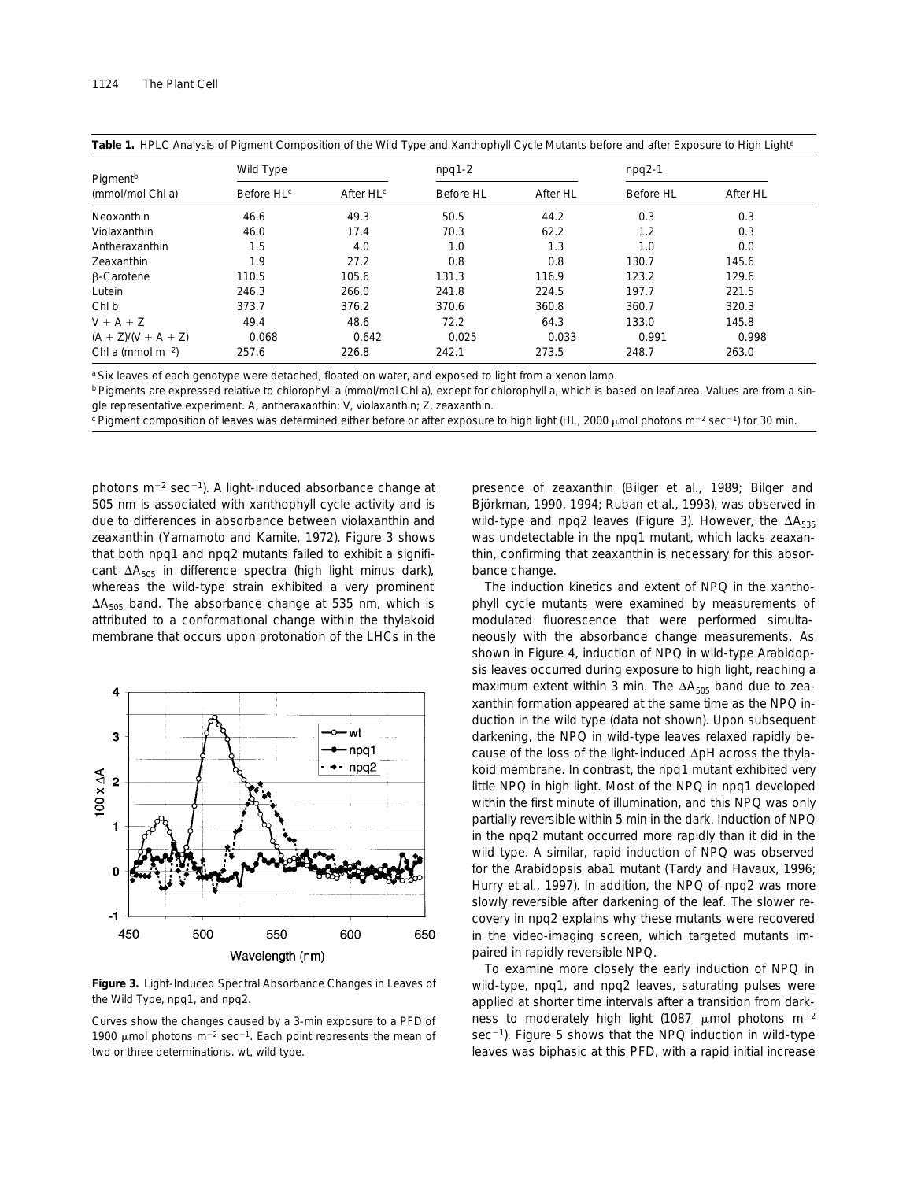**Table 1.** HPLC Analysis of Pigment Composition of the Wild Type and Xanthophyll Cycle Mutants before and after Exposure to High Light[a]

| Pigment[b] (mmol/mol Chl a) | Wild Type | | npq1-2 | | npq2-1 | |
|---|---|---|---|---|---|---|
| | Before HL[c] | After HL[c] | Before HL | After HL | Before HL | After HL |
| Neoxanthin | 46.6 | 49.3 | 50.5 | 44.2 | 0.3 | 0.3 |
| Violaxanthin | 46.0 | 17.4 | 70.3 | 62.2 | 1.2 | 0.3 |
| Antheraxanthin | 1.5 | 4.0 | 1.0 | 1.3 | 1.0 | 0.0 |
| Zeaxanthin | 1.9 | 27.2 | 0.8 | 0.8 | 130.7 | 145.6 |
| β-Carotene | 110.5 | 105.6 | 131.3 | 116.9 | 123.2 | 129.6 |
| Lutein | 246.3 | 266.0 | 241.8 | 224.5 | 197.7 | 221.5 |
| Chl b | 373.7 | 376.2 | 370.6 | 360.8 | 360.7 | 320.3 |
| V + A + Z | 49.4 | 48.6 | 72.2 | 64.3 | 133.0 | 145.8 |
| (A + Z)/(V + A + Z) | 0.068 | 0.642 | 0.025 | 0.033 | 0.991 | 0.998 |
| Chl a (mmol $m^{-2}$) | 257.6 | 226.8 | 242.1 | 273.5 | 248.7 | 263.0 |

[a] Six leaves of each genotype were detached, floated on water, and exposed to light from a xenon lamp.

[b] Pigments are expressed relative to chlorophyll a (mmol/mol Chl a), except for chlorophyll a, which is based on leaf area. Values are from a single representative experiment. A, antheraxanthin; V, violaxanthin; Z, zeaxanthin.

[c] Pigment composition of leaves was determined either before or after exposure to high light (HL, 2000 μmol photons $m^{-2}$ $sec^{-1}$) for 30 min.

photons $m^{-2}$ $sec^{-1}$). A light-induced absorbance change at 505 nm is associated with xanthophyll cycle activity and is due to differences in absorbance between violaxanthin and zeaxanthin (Yamamoto and Kamite, 1972). Figure 3 shows that both npq1 and npq2 mutants failed to exhibit a significant $\Delta A_{505}$ in difference spectra (high light minus dark), whereas the wild-type strain exhibited a very prominent $\Delta A_{505}$ band. The absorbance change at 535 nm, which is attributed to a conformational change within the thylakoid membrane that occurs upon protonation of the LHCs in the presence of zeaxanthin (Bilger et al., 1989; Bilger and Björkman, 1990, 1994; Ruban et al., 1993), was observed in wild-type and npq2 leaves (Figure 3). However, the $\Delta A_{535}$ was undetectable in the npq1 mutant, which lacks zeaxanthin, confirming that zeaxanthin is necessary for this absorbance change.

**Figure 3.** Light-Induced Spectral Absorbance Changes in Leaves of the Wild Type, npq1, and npq2.

Curves show the changes caused by a 3-min exposure to a PFD of 1900 μmol photons $m^{-2}$ $sec^{-1}$. Each point represents the mean of two or three determinations. wt, wild type.

The induction kinetics and extent of NPQ in the xanthophyll cycle mutants were examined by measurements of modulated fluorescence that were performed simultaneously with the absorbance change measurements. As shown in Figure 4, induction of NPQ in wild-type Arabidopsis leaves occurred during exposure to high light, reaching a maximum extent within 3 min. The $\Delta A_{505}$ band due to zeaxanthin formation appeared at the same time as the NPQ induction in the wild type (data not shown). Upon subsequent darkening, the NPQ in wild-type leaves relaxed rapidly because of the loss of the light-induced ΔpH across the thylakoid membrane. In contrast, the npq1 mutant exhibited very little NPQ in high light. Most of the NPQ in npq1 developed within the first minute of illumination, and this NPQ was only partially reversible within 5 min in the dark. Induction of NPQ in the npq2 mutant occurred more rapidly than it did in the wild type. A similar, rapid induction of NPQ was observed for the Arabidopsis aba1 mutant (Tardy and Havaux, 1996; Hurry et al., 1997). In addition, the NPQ of npq2 was more slowly reversible after darkening of the leaf. The slower recovery in npq2 explains why these mutants were recovered in the video-imaging screen, which targeted mutants impaired in rapidly reversible NPQ.

To examine more closely the early induction of NPQ in wild-type, npq1, and npq2 leaves, saturating pulses were applied at shorter time intervals after a transition from darkness to moderately high light (1087 μmol photons $m^{-2}$ $sec^{-1}$). Figure 5 shows that the NPQ induction in wild-type leaves was biphasic at this PFD, with a rapid initial increase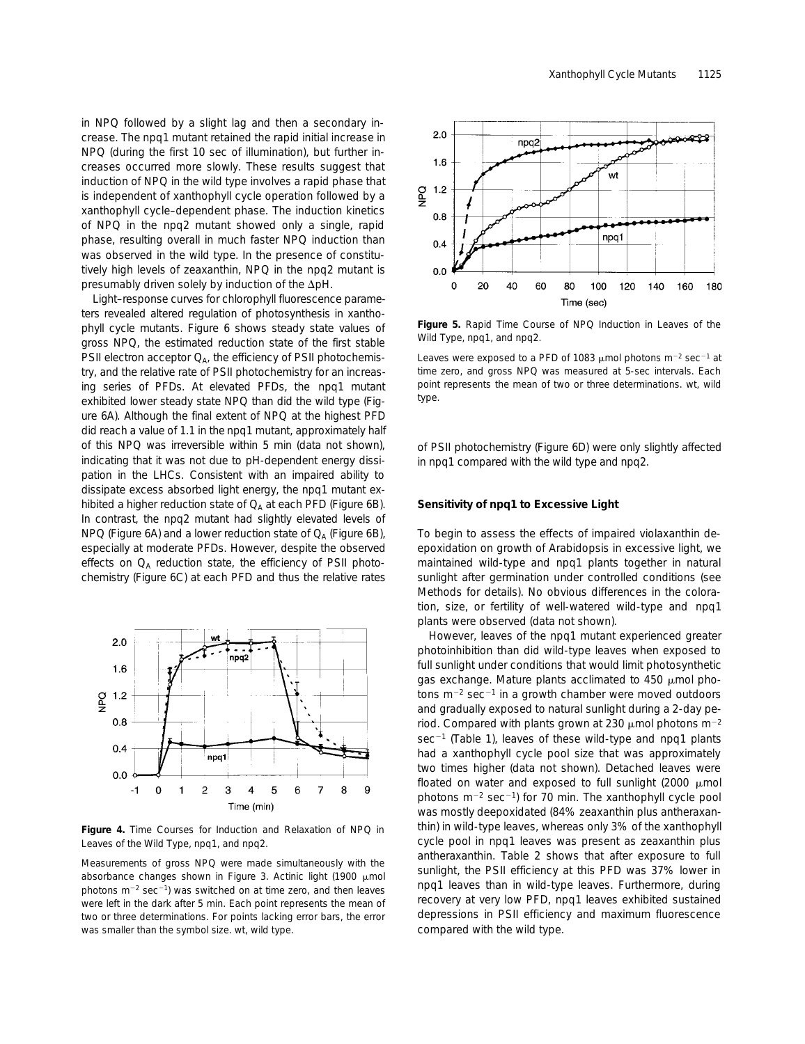in NPQ followed by a slight lag and then a secondary increase. The npq1 mutant retained the rapid initial increase in NPQ (during the first 10 sec of illumination), but further increases occurred more slowly. These results suggest that induction of NPQ in the wild type involves a rapid phase that is independent of xanthophyll cycle operation followed by a xanthophyll cycle–dependent phase. The induction kinetics of NPQ in the npq2 mutant showed only a single, rapid phase, resulting overall in much faster NPQ induction than was observed in the wild type. In the presence of constitutively high levels of zeaxanthin, NPQ in the npq2 mutant is presumably driven solely by induction of the $\Delta$pH.

Light–response curves for chlorophyll fluorescence parameters revealed altered regulation of photosynthesis in xanthophyll cycle mutants. Figure 6 shows steady state values of gross NPQ, the estimated reduction state of the first stable PSII electron acceptor $Q_A$, the efficiency of PSII photochemistry, and the relative rate of PSII photochemistry for an increasing series of PFDs. At elevated PFDs, the npq1 mutant exhibited lower steady state NPQ than did the wild type (Figure 6A). Although the final extent of NPQ at the highest PFD did reach a value of 1.1 in the npq1 mutant, approximately half of this NPQ was irreversible within 5 min (data not shown), indicating that it was not due to pH-dependent energy dissipation in the LHCs. Consistent with an impaired ability to dissipate excess absorbed light energy, the npq1 mutant exhibited a higher reduction state of $Q_A$ at each PFD (Figure 6B). In contrast, the npq2 mutant had slightly elevated levels of NPQ (Figure 6A) and a lower reduction state of $Q_A$ (Figure 6B), especially at moderate PFDs. However, despite the observed effects on $Q_A$ reduction state, the efficiency of PSII photochemistry (Figure 6C) at each PFD and thus the relative rates of PSII photochemistry (Figure 6D) were only slightly affected in npq1 compared with the wild type and npq2.

**Figure 4.** Time Courses for Induction and Relaxation of NPQ in Leaves of the Wild Type, npq1, and npq2.

Measurements of gross NPQ were made simultaneously with the absorbance changes shown in Figure 3. Actinic light (1900 μmol photons $m^{-2}$ $sec^{-1}$) was switched on at time zero, and then leaves were left in the dark after 5 min. Each point represents the mean of two or three determinations. For points lacking error bars, the error was smaller than the symbol size. wt, wild type.

**Figure 5.** Rapid Time Course of NPQ Induction in Leaves of the Wild Type, npq1, and npq2.

Leaves were exposed to a PFD of 1083 μmol photons $m^{-2}$ $sec^{-1}$ at time zero, and gross NPQ was measured at 5-sec intervals. Each point represents the mean of two or three determinations. wt, wild type.

## Sensitivity of npq1 to Excessive Light

To begin to assess the effects of impaired violaxanthin deepoxidation on growth of Arabidopsis in excessive light, we maintained wild-type and npq1 plants together in natural sunlight after germination under controlled conditions (see Methods for details). No obvious differences in the coloration, size, or fertility of well-watered wild-type and npq1 plants were observed (data not shown).

However, leaves of the npq1 mutant experienced greater photoinhibition than did wild-type leaves when exposed to full sunlight under conditions that would limit photosynthetic gas exchange. Mature plants acclimated to 450 μmol photons $m^{-2}$ $sec^{-1}$ in a growth chamber were moved outdoors and gradually exposed to natural sunlight during a 2-day period. Compared with plants grown at 230 μmol photons $m^{-2}$ $sec^{-1}$ (Table 1), leaves of these wild-type and npq1 plants had a xanthophyll cycle pool size that was approximately two times higher (data not shown). Detached leaves were floated on water and exposed to full sunlight (2000 μmol photons $m^{-2}$ $sec^{-1}$) for 70 min. The xanthophyll cycle pool was mostly deepoxidated (84% zeaxanthin plus antheraxanthin) in wild-type leaves, whereas only 3% of the xanthophyll cycle pool in npq1 leaves was present as zeaxanthin plus antheraxanthin. Table 2 shows that after exposure to full sunlight, the PSII efficiency at this PFD was 37% lower in npq1 leaves than in wild-type leaves. Furthermore, during recovery at very low PFD, npq1 leaves exhibited sustained depressions in PSII efficiency and maximum fluorescence compared with the wild type.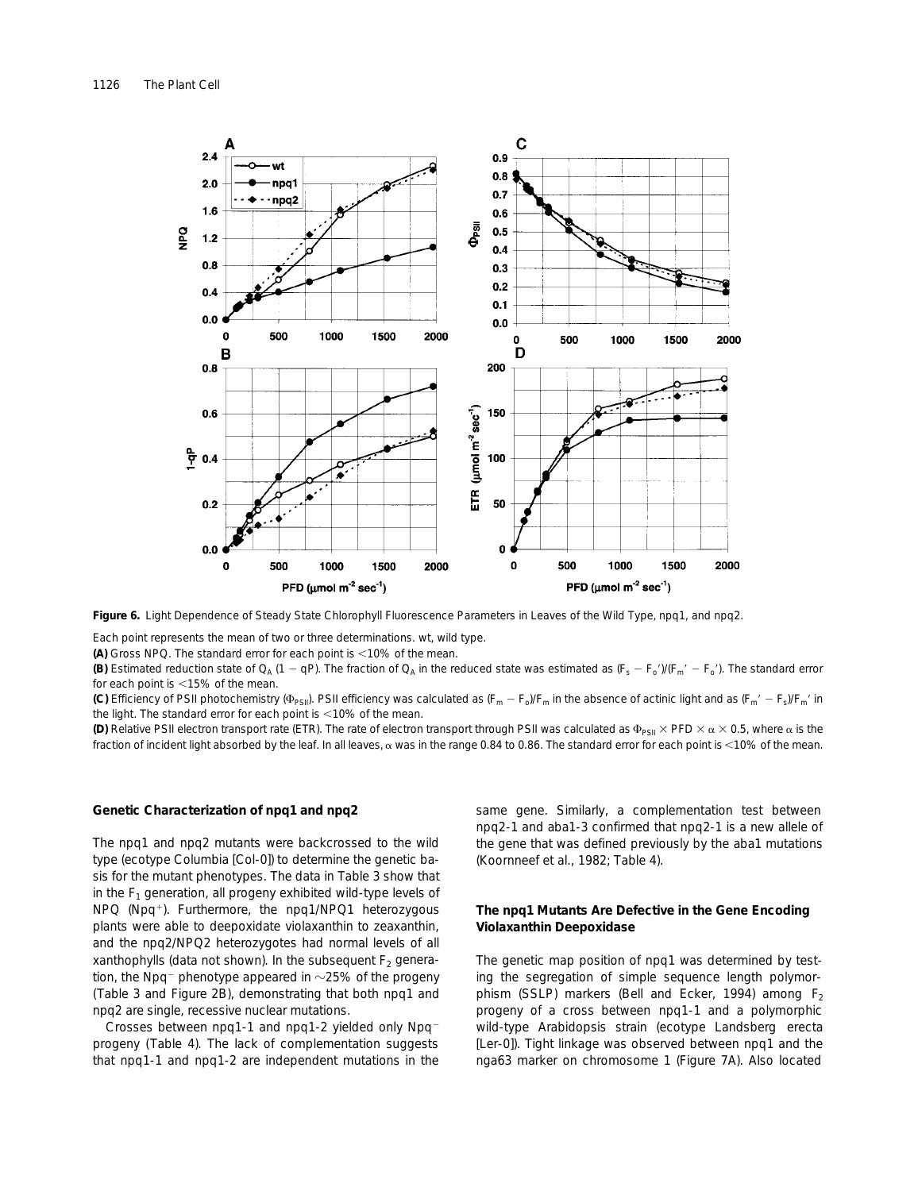**Figure 6.** Light Dependence of Steady State Chlorophyll Fluorescence Parameters in Leaves of the Wild Type, npq1, and npq2.

Each point represents the mean of two or three determinations. wt, wild type.

**(A)** Gross NPQ. The standard error for each point is <10% of the mean.

**(B)** Estimated reduction state of $Q_A$ (1 − qP). The fraction of $Q_A$ in the reduced state was estimated as $(F_s - F_o')/(F_m' - F_o')$. The standard error for each point is <15% of the mean.

**(C)** Efficiency of PSII photochemistry ($\Phi_{PSII}$). PSII efficiency was calculated as $(F_m - F_o)/F_m$ in the absence of actinic light and as $(F_m' - F_s)/F_m'$ in the light. The standard error for each point is <10% of the mean.

**(D)** Relative PSII electron transport rate (ETR). The rate of electron transport through PSII was calculated as $\Phi_{PSII} \times PFD \times \alpha \times 0.5$, where $\alpha$ is the fraction of incident light absorbed by the leaf. In all leaves, $\alpha$ was in the range 0.84 to 0.86. The standard error for each point is <10% of the mean.

### Genetic Characterization of npq1 and npq2

The npq1 and npq2 mutants were backcrossed to the wild type (ecotype Columbia [Col-0]) to determine the genetic basis for the mutant phenotypes. The data in Table 3 show that in the $F_1$ generation, all progeny exhibited wild-type levels of NPQ ($Npq^+$). Furthermore, the npq1/NPQ1 heterozygous plants were able to deepoxidate violaxanthin to zeaxanthin, and the npq2/NPQ2 heterozygotes had normal levels of all xanthophylls (data not shown). In the subsequent $F_2$ generation, the $Npq^-$ phenotype appeared in ~25% of the progeny (Table 3 and Figure 2B), demonstrating that both npq1 and npq2 are single, recessive nuclear mutations.

Crosses between npq1-1 and npq1-2 yielded only $Npq^-$ progeny (Table 4). The lack of complementation suggests that npq1-1 and npq1-2 are independent mutations in the same gene. Similarly, a complementation test between npq2-1 and aba1-3 confirmed that npq2-1 is a new allele of the gene that was defined previously by the aba1 mutations (Koornneef et al., 1982; Table 4).

### The npq1 Mutants Are Defective in the Gene Encoding Violaxanthin Deepoxidase

The genetic map position of npq1 was determined by testing the segregation of simple sequence length polymorphism (SSLP) markers (Bell and Ecker, 1994) among $F_2$ progeny of a cross between npq1-1 and a polymorphic wild-type Arabidopsis strain (ecotype Landsberg erecta [Ler-0]). Tight linkage was observed between npq1 and the nga63 marker on chromosome 1 (Figure 7A). Also located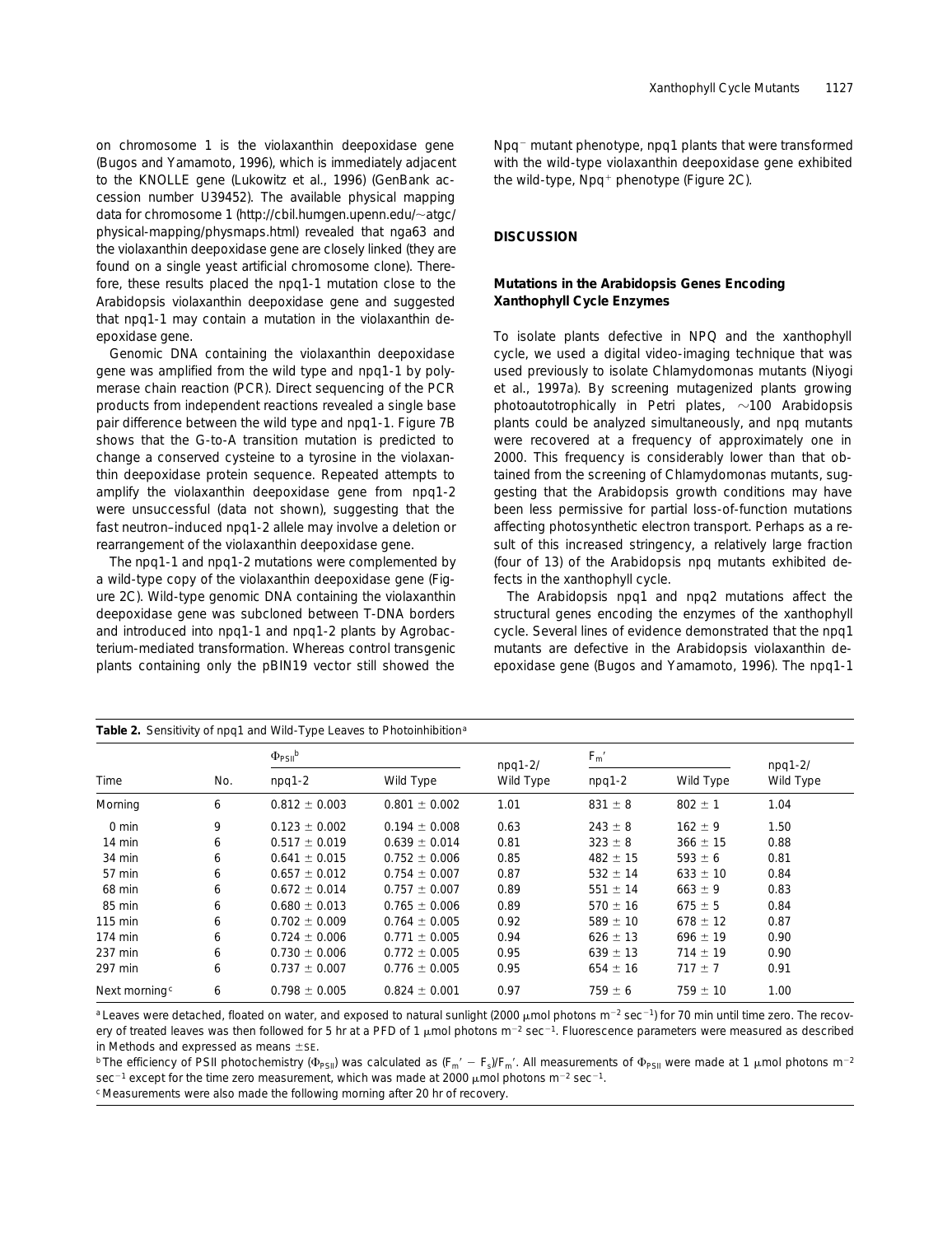on chromosome 1 is the violaxanthin deepoxidase gene (Bugos and Yamamoto, 1996), which is immediately adjacent to the KNOLLE gene (Lukowitz et al., 1996) (GenBank accession number U39452). The available physical mapping data for chromosome 1 (http://cbil.humgen.upenn.edu/~atgc/physical-mapping/physmaps.html) revealed that nga63 and the violaxanthin deepoxidase gene are closely linked (they are found on a single yeast artificial chromosome clone). Therefore, these results placed the npq1-1 mutation close to the Arabidopsis violaxanthin deepoxidase gene and suggested that npq1-1 may contain a mutation in the violaxanthin deepoxidase gene.

Genomic DNA containing the violaxanthin deepoxidase gene was amplified from the wild type and npq1-1 by polymerase chain reaction (PCR). Direct sequencing of the PCR products from independent reactions revealed a single base pair difference between the wild type and npq1-1. Figure 7B shows that the G-to-A transition mutation is predicted to change a conserved cysteine to a tyrosine in the violaxanthin deepoxidase protein sequence. Repeated attempts to amplify the violaxanthin deepoxidase gene from npq1-2 were unsuccessful (data not shown), suggesting that the fast neutron–induced npq1-2 allele may involve a deletion or rearrangement of the violaxanthin deepoxidase gene.

The npq1-1 and npq1-2 mutations were complemented by a wild-type copy of the violaxanthin deepoxidase gene (Figure 2C). Wild-type genomic DNA containing the violaxanthin deepoxidase gene was subcloned between T-DNA borders and introduced into npq1-1 and npq1-2 plants by Agrobacterium-mediated transformation. Whereas control transgenic plants containing only the pBIN19 vector still showed the $Npq^-$ mutant phenotype, npq1 plants that were transformed with the wild-type violaxanthin deepoxidase gene exhibited the wild-type, $Npq^+$ phenotype (Figure 2C).

## DISCUSSION

### Mutations in the Arabidopsis Genes Encoding Xanthophyll Cycle Enzymes

To isolate plants defective in NPQ and the xanthophyll cycle, we used a digital video-imaging technique that was used previously to isolate Chlamydomonas mutants (Niyogi et al., 1997a). By screening mutagenized plants growing photoautotrophically in Petri plates, ~100 Arabidopsis plants could be analyzed simultaneously, and npq mutants were recovered at a frequency of approximately one in 2000. This frequency is considerably lower than that obtained from the screening of Chlamydomonas mutants, suggesting that the Arabidopsis growth conditions may have been less permissive for partial loss-of-function mutations affecting photosynthetic electron transport. Perhaps as a result of this increased stringency, a relatively large fraction (four of 13) of the Arabidopsis npq mutants exhibited defects in the xanthophyll cycle.

The Arabidopsis npq1 and npq2 mutations affect the structural genes encoding the enzymes of the xanthophyll cycle. Several lines of evidence demonstrated that the npq1 mutants are defective in the Arabidopsis violaxanthin deepoxidase gene (Bugos and Yamamoto, 1996). The npq1-1

**Table 2.** Sensitivity of npq1 and Wild-Type Leaves to Photoinhibition[a]

| Time | No. | $\Phi_{PSII}$[b] npq1-2 | $\Phi_{PSII}$[b] Wild Type | npq1-2/ Wild Type | $F_m'$ npq1-2 | $F_m'$ Wild Type | npq1-2/ Wild Type |
|---|---|---|---|---|---|---|---|
| Morning | 6 | 0.812 ± 0.003 | 0.801 ± 0.002 | 1.01 | 831 ± 8 | 802 ± 1 | 1.04 |
| 0 min | 9 | 0.123 ± 0.002 | 0.194 ± 0.008 | 0.63 | 243 ± 8 | 162 ± 9 | 1.50 |
| 14 min | 6 | 0.517 ± 0.019 | 0.639 ± 0.014 | 0.81 | 323 ± 8 | 366 ± 15 | 0.88 |
| 34 min | 6 | 0.641 ± 0.015 | 0.752 ± 0.006 | 0.85 | 482 ± 15 | 593 ± 6 | 0.81 |
| 57 min | 6 | 0.657 ± 0.012 | 0.754 ± 0.007 | 0.87 | 532 ± 14 | 633 ± 10 | 0.84 |
| 68 min | 6 | 0.672 ± 0.014 | 0.757 ± 0.007 | 0.89 | 551 ± 14 | 663 ± 9 | 0.83 |
| 85 min | 6 | 0.680 ± 0.013 | 0.765 ± 0.006 | 0.89 | 570 ± 16 | 675 ± 5 | 0.84 |
| 115 min | 6 | 0.702 ± 0.009 | 0.764 ± 0.005 | 0.92 | 589 ± 10 | 678 ± 12 | 0.87 |
| 174 min | 6 | 0.724 ± 0.006 | 0.771 ± 0.005 | 0.94 | 626 ± 13 | 696 ± 19 | 0.90 |
| 237 min | 6 | 0.730 ± 0.006 | 0.772 ± 0.005 | 0.95 | 639 ± 13 | 714 ± 19 | 0.90 |
| 297 min | 6 | 0.737 ± 0.007 | 0.776 ± 0.005 | 0.95 | 654 ± 16 | 717 ± 7 | 0.91 |
| Next morning[c] | 6 | 0.798 ± 0.005 | 0.824 ± 0.001 | 0.97 | 759 ± 6 | 759 ± 10 | 1.00 |

[a] Leaves were detached, floated on water, and exposed to natural sunlight (2000 μmol photons $m^{-2}$ $sec^{-1}$) for 70 min until time zero. The recovery of treated leaves was then followed for 5 hr at a PFD of 1 μmol photons $m^{-2}$ $sec^{-1}$. Fluorescence parameters were measured as described in Methods and expressed as means ±SE.

[b] The efficiency of PSII photochemistry ($\Phi_{PSII}$) was calculated as $(F_m' - F_s)/F_m'$. All measurements of $\Phi_{PSII}$ were made at 1 μmol photons $m^{-2}$ $sec^{-1}$ except for the time zero measurement, which was made at 2000 μmol photons $m^{-2}$ $sec^{-1}$.

[c] Measurements were also made the following morning after 20 hr of recovery.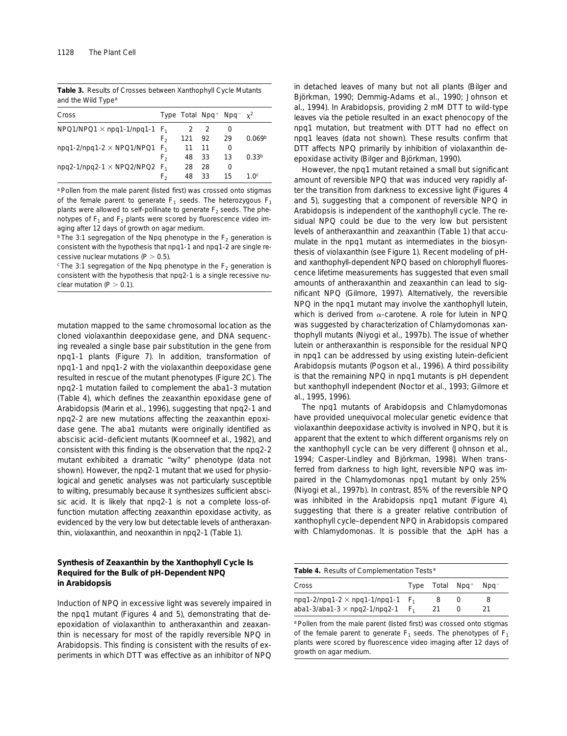**Table 3.** Results of Crosses between Xanthophyll Cycle Mutants and the Wild Type[a]

| Cross | Type | Total | Npq⁺ | Npq⁻ | $\chi^2$ |
|---|---|---|---|---|---|
| NPQ1/NPQ1 × npq1-1/npq1-1 | $F_1$ | 2 | 2 | 0 | |
| | $F_2$ | 121 | 92 | 29 | 0.069[b] |
| npq1-2/npq1-2 × NPQ1/NPQ1 | $F_1$ | 11 | 11 | 0 | |
| | $F_2$ | 48 | 33 | 13 | 0.33[b] |
| npq2-1/npq2-1 × NPQ2/NPQ2 | $F_1$ | 28 | 28 | 0 | |
| | $F_2$ | 48 | 33 | 15 | 1.0[c] |

[a] Pollen from the male parent (listed first) was crossed onto stigmas of the female parent to generate $F_1$ seeds. The heterozygous $F_1$ plants were allowed to self-pollinate to generate $F_2$ seeds. The phenotypes of $F_1$ and $F_2$ plants were scored by fluorescence video imaging after 12 days of growth on agar medium.

[b] The 3:1 segregation of the Npq phenotype in the $F_2$ generation is consistent with the hypothesis that npq1-1 and npq1-2 are single recessive nuclear mutations ($P > 0.5$).

[c] The 3:1 segregation of the Npq phenotype in the $F_2$ generation is consistent with the hypothesis that npq2-1 is a single recessive nuclear mutation ($P > 0.1$).

mutation mapped to the same chromosomal location as the cloned violaxanthin deepoxidase gene, and DNA sequencing revealed a single base pair substitution in the gene from npq1-1 plants (Figure 7). In addition, transformation of npq1-1 and npq1-2 with the violaxanthin deepoxidase gene resulted in rescue of the mutant phenotypes (Figure 2C). The npq2-1 mutation failed to complement the aba1-3 mutation (Table 4), which defines the zeaxanthin epoxidase gene of Arabidopsis (Marin et al., 1996), suggesting that npq2-1 and npq2-2 are new mutations affecting the zeaxanthin epoxidase gene. The aba1 mutants were originally identified as abscisic acid–deficient mutants (Koornneef et al., 1982), and consistent with this finding is the observation that the npq2-2 mutant exhibited a dramatic "wilty" phenotype (data not shown). However, the npq2-1 mutant that we used for physiological and genetic analyses was not particularly susceptible to wilting, presumably because it synthesizes sufficient abscisic acid. It is likely that npq2-1 is not a complete loss-of-function mutation affecting zeaxanthin epoxidase activity, as evidenced by the very low but detectable levels of antheraxanthin, violaxanthin, and neoxanthin in npq2-1 (Table 1).

### Synthesis of Zeaxanthin by the Xanthophyll Cycle Is Required for the Bulk of pH-Dependent NPQ in Arabidopsis

Induction of NPQ in excessive light was severely impaired in the npq1 mutant (Figures 4 and 5), demonstrating that deepoxidation of violaxanthin to antheraxanthin and zeaxanthin is necessary for most of the rapidly reversible NPQ in Arabidopsis. This finding is consistent with the results of experiments in which DTT was effective as an inhibitor of NPQ in detached leaves of many but not all plants (Bilger and Björkman, 1990; Demmig-Adams et al., 1990; Johnson et al., 1994). In Arabidopsis, providing 2 mM DTT to wild-type leaves via the petiole resulted in an exact phenocopy of the npq1 mutation, but treatment with DTT had no effect on npq1 leaves (data not shown). These results confirm that DTT affects NPQ primarily by inhibition of violaxanthin deepoxidase activity (Bilger and Björkman, 1990).

However, the npq1 mutant retained a small but significant amount of reversible NPQ that was induced very rapidly after the transition from darkness to excessive light (Figures 4 and 5), suggesting that a component of reversible NPQ in Arabidopsis is independent of the xanthophyll cycle. The residual NPQ could be due to the very low but persistent levels of antheraxanthin and zeaxanthin (Table 1) that accumulate in the npq1 mutant as intermediates in the biosynthesis of violaxanthin (see Figure 1). Recent modeling of pH- and xanthophyll-dependent NPQ based on chlorophyll fluorescence lifetime measurements has suggested that even small amounts of antheraxanthin and zeaxanthin can lead to significant NPQ (Gilmore, 1997). Alternatively, the reversible NPQ in the npq1 mutant may involve the xanthophyll lutein, which is derived from α-carotene. A role for lutein in NPQ was suggested by characterization of Chlamydomonas xanthophyll mutants (Niyogi et al., 1997b). The issue of whether lutein or antheraxanthin is responsible for the residual NPQ in npq1 can be addressed by using existing lutein-deficient Arabidopsis mutants (Pogson et al., 1996). A third possibility is that the remaining NPQ in npq1 mutants is pH dependent but xanthophyll independent (Noctor et al., 1993; Gilmore et al., 1995, 1996).

The npq1 mutants of Arabidopsis and Chlamydomonas have provided unequivocal molecular genetic evidence that violaxanthin deepoxidase activity is involved in NPQ, but it is apparent that the extent to which different organisms rely on the xanthophyll cycle can be very different (Johnson et al., 1994; Casper-Lindley and Björkman, 1998). When transferred from darkness to high light, reversible NPQ was impaired in the Chlamydomonas npq1 mutant by only 25% (Niyogi et al., 1997b). In contrast, 85% of the reversible NPQ was inhibited in the Arabidopsis npq1 mutant (Figure 4), suggesting that there is a greater relative contribution of xanthophyll cycle–dependent NPQ in Arabidopsis compared with Chlamydomonas. It is possible that the ΔpH has a

**Table 4.** Results of Complementation Tests[a]

| Cross | Type | Total | Npq⁺ | Npq⁻ |
|---|---|---|---|---|
| npq1-2/npq1-2 × npq1-1/npq1-1 | $F_1$ | 8 | 0 | 8 |
| aba1-3/aba1-3 × npq2-1/npq2-1 | $F_1$ | 21 | 0 | 21 |

[a] Pollen from the male parent (listed first) was crossed onto stigmas of the female parent to generate $F_1$ seeds. The phenotypes of $F_1$ plants were scored by fluorescence video imaging after 12 days of growth on agar medium.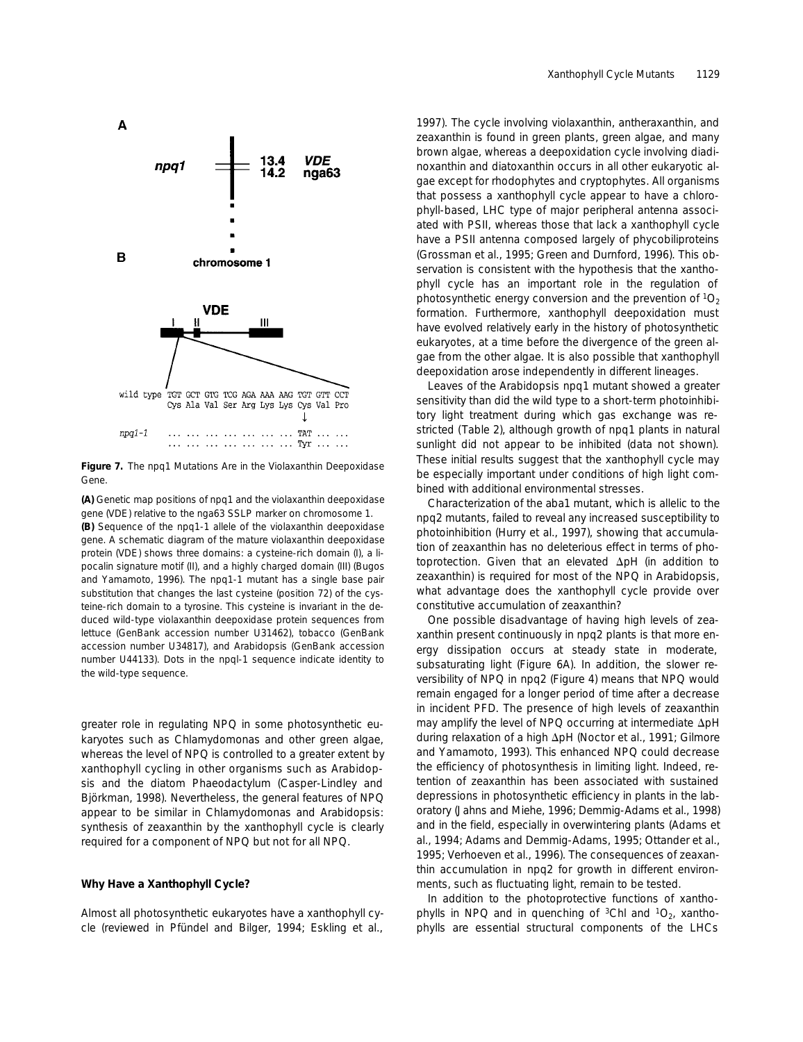A

npq1 — 13.4 VDE
14.2 nga63

chromosome 1

B

VDE

I II III

```
wild type TGT GCT GTG TCG AGA AAA AAG TGT GTT CCT
          Cys Ala Val Ser Arg Lys Lys Cys Val Pro
                                      ↓
npq1-1    ... ... ... ... ... ... ... TAT ... ...
          ... ... ... ... ... ... ... Tyr ... ...
```

**Figure 7.** The npq1 Mutations Are in the Violaxanthin Deepoxidase Gene.

**(A)** Genetic map positions of npq1 and the violaxanthin deepoxidase gene (VDE) relative to the nga63 SSLP marker on chromosome 1.

**(B)** Sequence of the npq1-1 allele of the violaxanthin deepoxidase gene. A schematic diagram of the mature violaxanthin deepoxidase protein (VDE) shows three domains: a cysteine-rich domain (I), a lipocalin signature motif (II), and a highly charged domain (III) (Bugos and Yamamoto, 1996). The npq1-1 mutant has a single base pair substitution that changes the last cysteine (position 72) of the cysteine-rich domain to a tyrosine. This cysteine is invariant in the deduced wild-type violaxanthin deepoxidase protein sequences from lettuce (GenBank accession number U31462), tobacco (GenBank accession number U34817), and Arabidopsis (GenBank accession number U44133). Dots in the npql-1 sequence indicate identity to the wild-type sequence.

greater role in regulating NPQ in some photosynthetic eukaryotes such as Chlamydomonas and other green algae, whereas the level of NPQ is controlled to a greater extent by xanthophyll cycling in other organisms such as Arabidopsis and the diatom Phaeodactylum (Casper-Lindley and Björkman, 1998). Nevertheless, the general features of NPQ appear to be similar in Chlamydomonas and Arabidopsis: synthesis of zeaxanthin by the xanthophyll cycle is clearly required for a component of NPQ but not for all NPQ.

### Why Have a Xanthophyll Cycle?

Almost all photosynthetic eukaryotes have a xanthophyll cycle (reviewed in Pfündel and Bilger, 1994; Eskling et al., 1997). The cycle involving violaxanthin, antheraxanthin, and zeaxanthin is found in green plants, green algae, and many brown algae, whereas a deepoxidation cycle involving diadinoxanthin and diatoxanthin occurs in all other eukaryotic algae except for rhodophytes and cryptophytes. All organisms that possess a xanthophyll cycle appear to have a chlorophyll-based, LHC type of major peripheral antenna associated with PSII, whereas those that lack a xanthophyll cycle have a PSII antenna composed largely of phycobiliproteins (Grossman et al., 1995; Green and Durnford, 1996). This observation is consistent with the hypothesis that the xanthophyll cycle has an important role in the regulation of photosynthetic energy conversion and the prevention of $^1O_2$ formation. Furthermore, xanthophyll deepoxidation must have evolved relatively early in the history of photosynthetic eukaryotes, at a time before the divergence of the green algae from the other algae. It is also possible that xanthophyll deepoxidation arose independently in different lineages.

Leaves of the Arabidopsis npq1 mutant showed a greater sensitivity than did the wild type to a short-term photoinhibitory light treatment during which gas exchange was restricted (Table 2), although growth of npq1 plants in natural sunlight did not appear to be inhibited (data not shown). These initial results suggest that the xanthophyll cycle may be especially important under conditions of high light combined with additional environmental stresses.

Characterization of the aba1 mutant, which is allelic to the npq2 mutants, failed to reveal any increased susceptibility to photoinhibition (Hurry et al., 1997), showing that accumulation of zeaxanthin has no deleterious effect in terms of photoprotection. Given that an elevated $\Delta$pH (in addition to zeaxanthin) is required for most of the NPQ in Arabidopsis, what advantage does the xanthophyll cycle provide over constitutive accumulation of zeaxanthin?

One possible disadvantage of having high levels of zeaxanthin present continuously in npq2 plants is that more energy dissipation occurs at steady state in moderate, subsaturating light (Figure 6A). In addition, the slower reversibility of NPQ in npq2 (Figure 4) means that NPQ would remain engaged for a longer period of time after a decrease in incident PFD. The presence of high levels of zeaxanthin may amplify the level of NPQ occurring at intermediate $\Delta$pH during relaxation of a high $\Delta$pH (Noctor et al., 1991; Gilmore and Yamamoto, 1993). This enhanced NPQ could decrease the efficiency of photosynthesis in limiting light. Indeed, retention of zeaxanthin has been associated with sustained depressions in photosynthetic efficiency in plants in the laboratory (Jahns and Miehe, 1996; Demmig-Adams et al., 1998) and in the field, especially in overwintering plants (Adams et al., 1994; Adams and Demmig-Adams, 1995; Ottander et al., 1995; Verhoeven et al., 1996). The consequences of zeaxanthin accumulation in npq2 for growth in different environments, such as fluctuating light, remain to be tested.

In addition to the photoprotective functions of xanthophylls in NPQ and in quenching of $^3$Chl and $^1O_2$, xanthophylls are essential structural components of the LHCs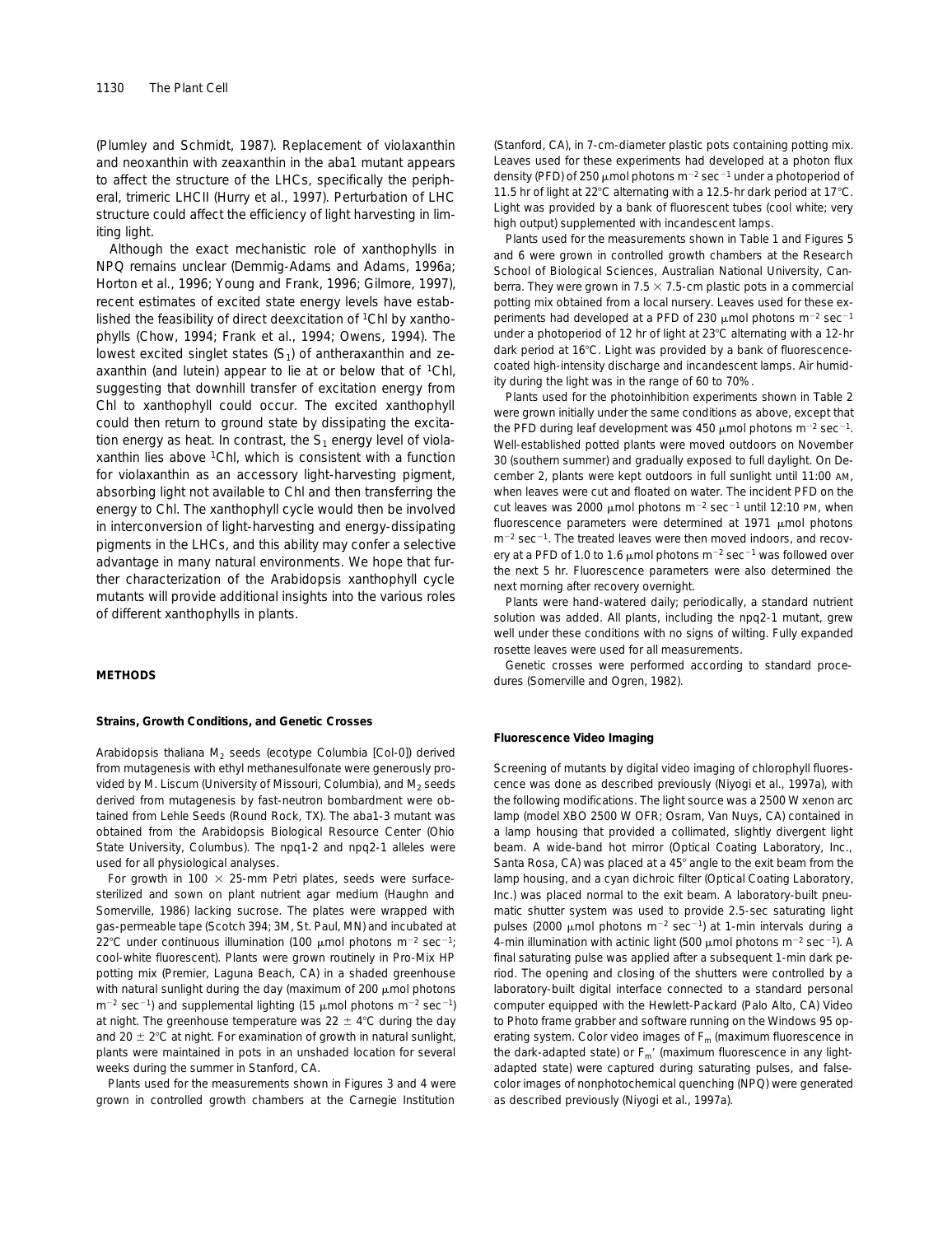(Plumley and Schmidt, 1987). Replacement of violaxanthin and neoxanthin with zeaxanthin in the aba1 mutant appears to affect the structure of the LHCs, specifically the peripheral, trimeric LHCII (Hurry et al., 1997). Perturbation of LHC structure could affect the efficiency of light harvesting in limiting light.

Although the exact mechanistic role of xanthophylls in NPQ remains unclear (Demmig-Adams and Adams, 1996a; Horton et al., 1996; Young and Frank, 1996; Gilmore, 1997), recent estimates of excited state energy levels have established the feasibility of direct deexcitation of $^1$Chl by xanthophylls (Chow, 1994; Frank et al., 1994; Owens, 1994). The lowest excited singlet states ($S_1$) of antheraxanthin and zeaxanthin (and lutein) appear to lie at or below that of $^1$Chl, suggesting that downhill transfer of excitation energy from Chl to xanthophyll could occur. The excited xanthophyll could then return to ground state by dissipating the excitation energy as heat. In contrast, the $S_1$ energy level of violaxanthin lies above $^1$Chl, which is consistent with a function for violaxanthin as an accessory light-harvesting pigment, absorbing light not available to Chl and then transferring the energy to Chl. The xanthophyll cycle would then be involved in interconversion of light-harvesting and energy-dissipating pigments in the LHCs, and this ability may confer a selective advantage in many natural environments. We hope that further characterization of the Arabidopsis xanthophyll cycle mutants will provide additional insights into the various roles of different xanthophylls in plants.

## METHODS

### Strains, Growth Conditions, and Genetic Crosses

Arabidopsis thaliana $M_2$ seeds (ecotype Columbia [Col-0]) derived from mutagenesis with ethyl methanesulfonate were generously provided by M. Liscum (University of Missouri, Columbia), and $M_2$ seeds derived from mutagenesis by fast-neutron bombardment were obtained from Lehle Seeds (Round Rock, TX). The aba1-3 mutant was obtained from the Arabidopsis Biological Resource Center (Ohio State University, Columbus). The npq1-2 and npq2-1 alleles were used for all physiological analyses.

For growth in 100 × 25-mm Petri plates, seeds were surface-sterilized and sown on plant nutrient agar medium (Haughn and Somerville, 1986) lacking sucrose. The plates were wrapped with gas-permeable tape (Scotch 394; 3M, St. Paul, MN) and incubated at 22°C under continuous illumination (100 μmol photons $m^{-2}$ $sec^{-1}$; cool-white fluorescent). Plants were grown routinely in Pro-Mix HP potting mix (Premier, Laguna Beach, CA) in a shaded greenhouse with natural sunlight during the day (maximum of 200 μmol photons $m^{-2}$ $sec^{-1}$) and supplemental lighting (15 μmol photons $m^{-2}$ $sec^{-1}$) at night. The greenhouse temperature was 22 ± 4°C during the day and 20 ± 2°C at night. For examination of growth in natural sunlight, plants were maintained in pots in an unshaded location for several weeks during the summer in Stanford, CA.

Plants used for the measurements shown in Figures 3 and 4 were grown in controlled growth chambers at the Carnegie Institution (Stanford, CA), in 7-cm-diameter plastic pots containing potting mix. Leaves used for these experiments had developed at a photon flux density (PFD) of 250 μmol photons $m^{-2}$ $sec^{-1}$ under a photoperiod of 11.5 hr of light at 22°C alternating with a 12.5-hr dark period at 17°C. Light was provided by a bank of fluorescent tubes (cool white; very high output) supplemented with incandescent lamps.

Plants used for the measurements shown in Table 1 and Figures 5 and 6 were grown in controlled growth chambers at the Research School of Biological Sciences, Australian National University, Canberra. They were grown in 7.5 × 7.5-cm plastic pots in a commercial potting mix obtained from a local nursery. Leaves used for these experiments had developed at a PFD of 230 μmol photons $m^{-2}$ $sec^{-1}$ under a photoperiod of 12 hr of light at 23°C alternating with a 12-hr dark period at 16°C. Light was provided by a bank of fluorescence-coated high-intensity discharge and incandescent lamps. Air humidity during the light was in the range of 60 to 70%.

Plants used for the photoinhibition experiments shown in Table 2 were grown initially under the same conditions as above, except that the PFD during leaf development was 450 μmol photons $m^{-2}$ $sec^{-1}$. Well-established potted plants were moved outdoors on November 30 (southern summer) and gradually exposed to full daylight. On December 2, plants were kept outdoors in full sunlight until 11:00 AM, when leaves were cut and floated on water. The incident PFD on the cut leaves was 2000 μmol photons $m^{-2}$ $sec^{-1}$ until 12:10 PM, when fluorescence parameters were determined at 1971 μmol photons $m^{-2}$ $sec^{-1}$. The treated leaves were then moved indoors, and recovery at a PFD of 1.0 to 1.6 μmol photons $m^{-2}$ $sec^{-1}$ was followed over the next 5 hr. Fluorescence parameters were also determined the next morning after recovery overnight.

Plants were hand-watered daily; periodically, a standard nutrient solution was added. All plants, including the npq2-1 mutant, grew well under these conditions with no signs of wilting. Fully expanded rosette leaves were used for all measurements.

Genetic crosses were performed according to standard procedures (Somerville and Ogren, 1982).

### Fluorescence Video Imaging

Screening of mutants by digital video imaging of chlorophyll fluorescence was done as described previously (Niyogi et al., 1997a), with the following modifications. The light source was a 2500 W xenon arc lamp (model XBO 2500 W OFR; Osram, Van Nuys, CA) contained in a lamp housing that provided a collimated, slightly divergent light beam. A wide-band hot mirror (Optical Coating Laboratory, Inc., Santa Rosa, CA) was placed at a 45° angle to the exit beam from the lamp housing, and a cyan dichroic filter (Optical Coating Laboratory, Inc.) was placed normal to the exit beam. A laboratory-built pneumatic shutter system was used to provide 2.5-sec saturating light pulses (2000 μmol photons $m^{-2}$ $sec^{-1}$) at 1-min intervals during a 4-min illumination with actinic light (500 μmol photons $m^{-2}$ $sec^{-1}$). A final saturating pulse was applied after a subsequent 1-min dark period. The opening and closing of the shutters were controlled by a laboratory-built digital interface connected to a standard personal computer equipped with the Hewlett-Packard (Palo Alto, CA) Video to Photo frame grabber and software running on the Windows 95 operating system. Color video images of $F_m$ (maximum fluorescence in the dark-adapted state) or $F_m'$ (maximum fluorescence in any light-adapted state) were captured during saturating pulses, and false-color images of nonphotochemical quenching (NPQ) were generated as described previously (Niyogi et al., 1997a).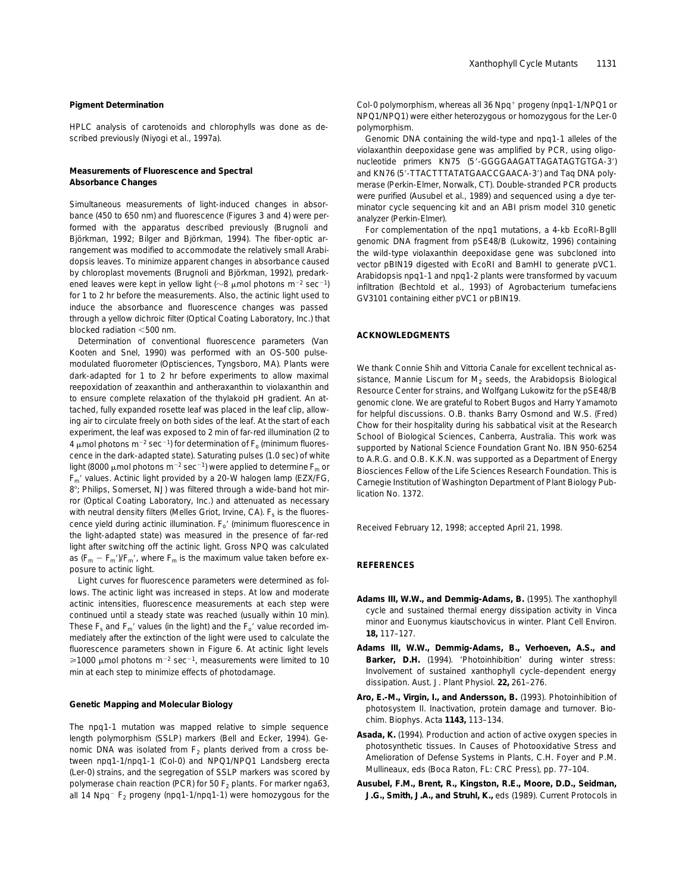### Pigment Determination

HPLC analysis of carotenoids and chlorophylls was done as described previously (Niyogi et al., 1997a).

### Measurements of Fluorescence and Spectral Absorbance Changes

Simultaneous measurements of light-induced changes in absorbance (450 to 650 nm) and fluorescence (Figures 3 and 4) were performed with the apparatus described previously (Brugnoli and Björkman, 1992; Bilger and Björkman, 1994). The fiber-optic arrangement was modified to accommodate the relatively small Arabidopsis leaves. To minimize apparent changes in absorbance caused by chloroplast movements (Brugnoli and Björkman, 1992), predarkened leaves were kept in yellow light (~8 μmol photons $m^{-2}$ $sec^{-1}$) for 1 to 2 hr before the measurements. Also, the actinic light used to induce the absorbance and fluorescence changes was passed through a yellow dichroic filter (Optical Coating Laboratory, Inc.) that blocked radiation <500 nm.

Determination of conventional fluorescence parameters (Van Kooten and Snel, 1990) was performed with an OS-500 pulse-modulated fluorometer (Optisciences, Tyngsboro, MA). Plants were dark-adapted for 1 to 2 hr before experiments to allow maximal reepoxidation of zeaxanthin and antheraxanthin to violaxanthin and to ensure complete relaxation of the thylakoid pH gradient. An attached, fully expanded rosette leaf was placed in the leaf clip, allowing air to circulate freely on both sides of the leaf. At the start of each experiment, the leaf was exposed to 2 min of far-red illumination (2 to 4 μmol photons $m^{-2}$ $sec^{-1}$) for determination of $F_o$ (minimum fluorescence in the dark-adapted state). Saturating pulses (1.0 sec) of white light (8000 μmol photons $m^{-2}$ $sec^{-1}$) were applied to determine $F_m$ or $F_m{}'$ values. Actinic light provided by a 20-W halogen lamp (EZX/FG, 8°; Philips, Somerset, NJ) was filtered through a wide-band hot mirror (Optical Coating Laboratory, Inc.) and attenuated as necessary with neutral density filters (Melles Griot, Irvine, CA). $F_s$ is the fluorescence yield during actinic illumination. $F_o{}'$ (minimum fluorescence in the light-adapted state) was measured in the presence of far-red light after switching off the actinic light. Gross NPQ was calculated as $(F_m - F_m{}')/F_m{}'$, where $F_m$ is the maximum value taken before exposure to actinic light.

Light curves for fluorescence parameters were determined as follows. The actinic light was increased in steps. At low and moderate actinic intensities, fluorescence measurements at each step were continued until a steady state was reached (usually within 10 min). These $F_s$ and $F_m{}'$ values (in the light) and the $F_o{}'$ value recorded immediately after the extinction of the light were used to calculate the fluorescence parameters shown in Figure 6. At actinic light levels ≥1000 μmol photons $m^{-2}$ $sec^{-1}$, measurements were limited to 10 min at each step to minimize effects of photodamage.

### Genetic Mapping and Molecular Biology

The npq1-1 mutation was mapped relative to simple sequence length polymorphism (SSLP) markers (Bell and Ecker, 1994). Genomic DNA was isolated from $F_2$ plants derived from a cross between npq1-1/npq1-1 (Col-0) and NPQ1/NPQ1 Landsberg erecta (Ler-0) strains, and the segregation of SSLP markers was scored by polymerase chain reaction (PCR) for 50 $F_2$ plants. For marker nga63, all 14 $Npq^-$ $F_2$ progeny (npq1-1/npq1-1) were homozygous for the Col-0 polymorphism, whereas all 36 $Npq^+$ progeny (npq1-1/NPQ1 or NPQ1/NPQ1) were either heterozygous or homozygous for the Ler-0 polymorphism.

Genomic DNA containing the wild-type and npq1-1 alleles of the violaxanthin deepoxidase gene was amplified by PCR, using oligonucleotide primers KN75 (5′-GGGGAAGATTAGATAGTGTGA-3′) and KN76 (5′-TTACTTTATATGAACCGAACA-3′) and Taq DNA polymerase (Perkin-Elmer, Norwalk, CT). Double-stranded PCR products were purified (Ausubel et al., 1989) and sequenced using a dye terminator cycle sequencing kit and an ABI prism model 310 genetic analyzer (Perkin-Elmer).

For complementation of the npq1 mutations, a 4-kb EcoRI-BglII genomic DNA fragment from pSE48/B (Lukowitz, 1996) containing the wild-type violaxanthin deepoxidase gene was subcloned into vector pBIN19 digested with EcoRI and BamHI to generate pVC1. Arabidopsis npq1-1 and npq1-2 plants were transformed by vacuum infiltration (Bechtold et al., 1993) of *Agrobacterium tumefaciens* GV3101 containing either pVC1 or pBIN19.

## ACKNOWLEDGMENTS

We thank Connie Shih and Vittoria Canale for excellent technical assistance, Mannie Liscum for $M_2$ seeds, the Arabidopsis Biological Resource Center for strains, and Wolfgang Lukowitz for the pSE48/B genomic clone. We are grateful to Robert Bugos and Harry Yamamoto for helpful discussions. O.B. thanks Barry Osmond and W.S. (Fred) Chow for their hospitality during his sabbatical visit at the Research School of Biological Sciences, Canberra, Australia. This work was supported by National Science Foundation Grant No. IBN 950-6254 to A.R.G. and O.B. K.K.N. was supported as a Department of Energy Biosciences Fellow of the Life Sciences Research Foundation. This is Carnegie Institution of Washington Department of Plant Biology Publication No. 1372.

Received February 12, 1998; accepted April 21, 1998.

## REFERENCES

**Adams III, W.W., and Demmig-Adams, B.** (1995). The xanthophyll cycle and sustained thermal energy dissipation activity in *Vinca minor* and *Euonymus kiautschovicus* in winter. Plant Cell Environ. **18,** 117–127.

**Adams III, W.W., Demmig-Adams, B., Verhoeven, A.S., and Barker, D.H.** (1994). 'Photoinhibition' during winter stress: Involvement of sustained xanthophyll cycle–dependent energy dissipation. Aust. J. Plant Physiol. **22,** 261–276.

**Aro, E.-M., Virgin, I., and Andersson, B.** (1993). Photoinhibition of photosystem II. Inactivation, protein damage and turnover. Biochim. Biophys. Acta **1143,** 113–134.

**Asada, K.** (1994). Production and action of active oxygen species in photosynthetic tissues. In Causes of Photooxidative Stress and Amelioration of Defense Systems in Plants, C.H. Foyer and P.M. Mullineaux, eds (Boca Raton, FL: CRC Press), pp. 77–104.

**Ausubel, F.M., Brent, R., Kingston, R.E., Moore, D.D., Seidman, J.G., Smith, J.A., and Struhl, K.,** eds (1989). Current Protocols in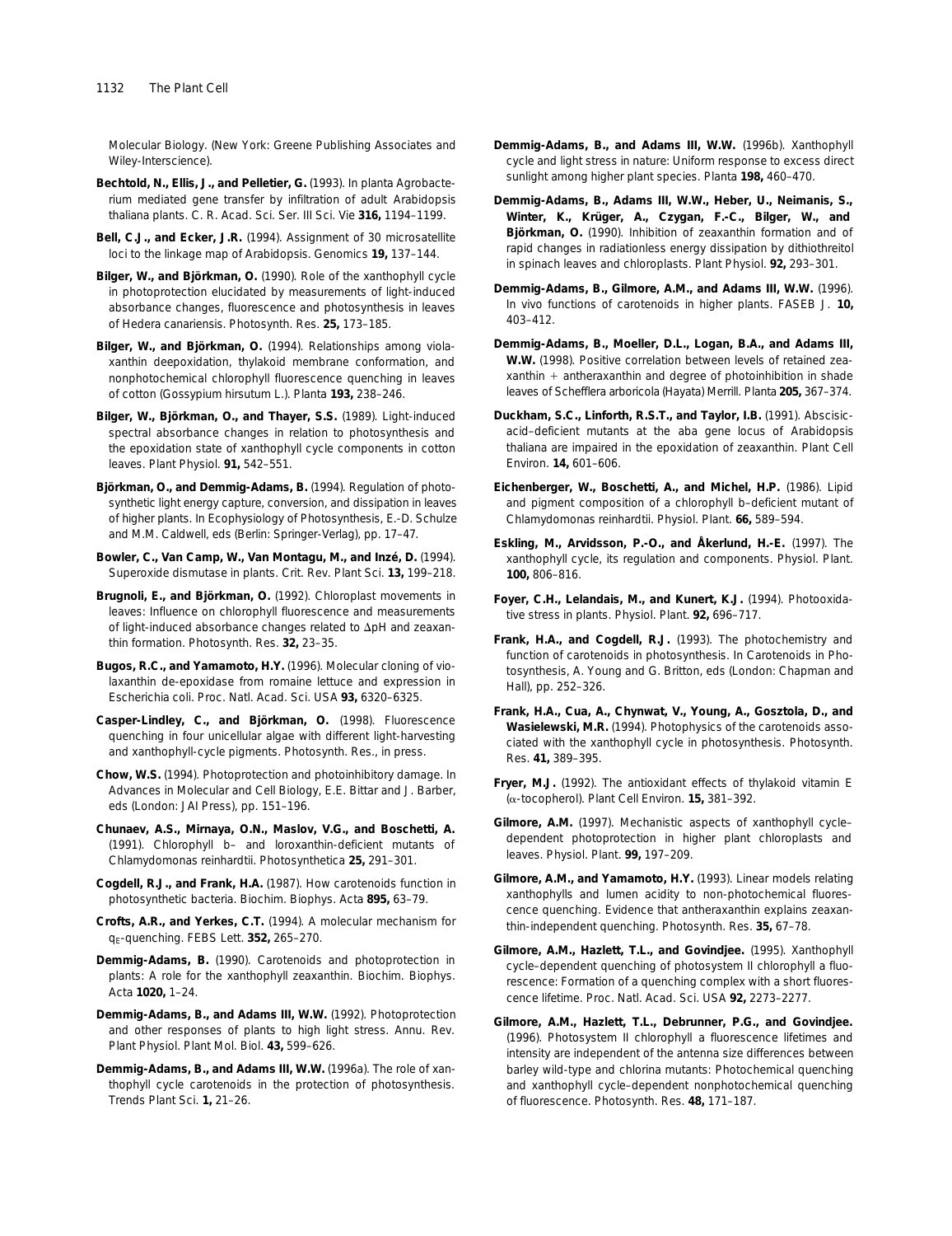Molecular Biology. (New York: Greene Publishing Associates and Wiley-Interscience).

**Bechtold, N., Ellis, J., and Pelletier, G.** (1993). In planta Agrobacterium mediated gene transfer by infiltration of adult Arabidopsis thaliana plants. C. R. Acad. Sci. Ser. III Sci. Vie **316,** 1194–1199.

**Bell, C.J., and Ecker, J.R.** (1994). Assignment of 30 microsatellite loci to the linkage map of Arabidopsis. Genomics **19,** 137–144.

**Bilger, W., and Björkman, O.** (1990). Role of the xanthophyll cycle in photoprotection elucidated by measurements of light-induced absorbance changes, fluorescence and photosynthesis in leaves of Hedera canariensis. Photosynth. Res. **25,** 173–185.

**Bilger, W., and Björkman, O.** (1994). Relationships among violaxanthin deepoxidation, thylakoid membrane conformation, and nonphotochemical chlorophyll fluorescence quenching in leaves of cotton (Gossypium hirsutum L.). Planta **193,** 238–246.

**Bilger, W., Björkman, O., and Thayer, S.S.** (1989). Light-induced spectral absorbance changes in relation to photosynthesis and the epoxidation state of xanthophyll cycle components in cotton leaves. Plant Physiol. **91,** 542–551.

**Björkman, O., and Demmig-Adams, B.** (1994). Regulation of photosynthetic light energy capture, conversion, and dissipation in leaves of higher plants. In Ecophysiology of Photosynthesis, E.-D. Schulze and M.M. Caldwell, eds (Berlin: Springer-Verlag), pp. 17–47.

**Bowler, C., Van Camp, W., Van Montagu, M., and Inzé, D.** (1994). Superoxide dismutase in plants. Crit. Rev. Plant Sci. **13,** 199–218.

**Brugnoli, E., and Björkman, O.** (1992). Chloroplast movements in leaves: Influence on chlorophyll fluorescence and measurements of light-induced absorbance changes related to $\Delta$pH and zeaxanthin formation. Photosynth. Res. **32,** 23–35.

**Bugos, R.C., and Yamamoto, H.Y.** (1996). Molecular cloning of violaxanthin de-epoxidase from romaine lettuce and expression in Escherichia coli. Proc. Natl. Acad. Sci. USA **93,** 6320–6325.

**Casper-Lindley, C., and Björkman, O.** (1998). Fluorescence quenching in four unicellular algae with different light-harvesting and xanthophyll-cycle pigments. Photosynth. Res., in press.

**Chow, W.S.** (1994). Photoprotection and photoinhibitory damage. In Advances in Molecular and Cell Biology, E.E. Bittar and J. Barber, eds (London: JAI Press), pp. 151–196.

**Chunaev, A.S., Mirnaya, O.N., Maslov, V.G., and Boschetti, A.** (1991). Chlorophyll b– and loroxanthin-deficient mutants of Chlamydomonas reinhardtii. Photosynthetica **25,** 291–301.

**Cogdell, R.J., and Frank, H.A.** (1987). How carotenoids function in photosynthetic bacteria. Biochim. Biophys. Acta **895,** 63–79.

**Crofts, A.R., and Yerkes, C.T.** (1994). A molecular mechanism for $q_E$-quenching. FEBS Lett. **352,** 265–270.

**Demmig-Adams, B.** (1990). Carotenoids and photoprotection in plants: A role for the xanthophyll zeaxanthin. Biochim. Biophys. Acta **1020,** 1–24.

**Demmig-Adams, B., and Adams III, W.W.** (1992). Photoprotection and other responses of plants to high light stress. Annu. Rev. Plant Physiol. Plant Mol. Biol. **43,** 599–626.

**Demmig-Adams, B., and Adams III, W.W.** (1996a). The role of xanthophyll cycle carotenoids in the protection of photosynthesis. Trends Plant Sci. **1,** 21–26.

**Demmig-Adams, B., and Adams III, W.W.** (1996b). Xanthophyll cycle and light stress in nature: Uniform response to excess direct sunlight among higher plant species. Planta **198,** 460–470.

**Demmig-Adams, B., Adams III, W.W., Heber, U., Neimanis, S., Winter, K., Krüger, A., Czygan, F.-C., Bilger, W., and Björkman, O.** (1990). Inhibition of zeaxanthin formation and of rapid changes in radiationless energy dissipation by dithiothreitol in spinach leaves and chloroplasts. Plant Physiol. **92,** 293–301.

**Demmig-Adams, B., Gilmore, A.M., and Adams III, W.W.** (1996). In vivo functions of carotenoids in higher plants. FASEB J. **10,** 403–412.

**Demmig-Adams, B., Moeller, D.L., Logan, B.A., and Adams III, W.W.** (1998). Positive correlation between levels of retained zeaxanthin + antheraxanthin and degree of photoinhibition in shade leaves of Schefflera arboricola (Hayata) Merrill. Planta **205,** 367–374.

**Duckham, S.C., Linforth, R.S.T., and Taylor, I.B.** (1991). Abscisic-acid–deficient mutants at the aba gene locus of Arabidopsis thaliana are impaired in the epoxidation of zeaxanthin. Plant Cell Environ. **14,** 601–606.

**Eichenberger, W., Boschetti, A., and Michel, H.P.** (1986). Lipid and pigment composition of a chlorophyll b–deficient mutant of Chlamydomonas reinhardtii. Physiol. Plant. **66,** 589–594.

**Eskling, M., Arvidsson, P.-O., and Åkerlund, H.-E.** (1997). The xanthophyll cycle, its regulation and components. Physiol. Plant. **100,** 806–816.

**Foyer, C.H., Lelandais, M., and Kunert, K.J.** (1994). Photooxidative stress in plants. Physiol. Plant. **92,** 696–717.

**Frank, H.A., and Cogdell, R.J.** (1993). The photochemistry and function of carotenoids in photosynthesis. In Carotenoids in Photosynthesis, A. Young and G. Britton, eds (London: Chapman and Hall), pp. 252–326.

**Frank, H.A., Cua, A., Chynwat, V., Young, A., Gosztola, D., and Wasielewski, M.R.** (1994). Photophysics of the carotenoids associated with the xanthophyll cycle in photosynthesis. Photosynth. Res. **41,** 389–395.

**Fryer, M.J.** (1992). The antioxidant effects of thylakoid vitamin E ($\alpha$-tocopherol). Plant Cell Environ. **15,** 381–392.

**Gilmore, A.M.** (1997). Mechanistic aspects of xanthophyll cycle–dependent photoprotection in higher plant chloroplasts and leaves. Physiol. Plant. **99,** 197–209.

**Gilmore, A.M., and Yamamoto, H.Y.** (1993). Linear models relating xanthophylls and lumen acidity to non-photochemical fluorescence quenching. Evidence that antheraxanthin explains zeaxanthin-independent quenching. Photosynth. Res. **35,** 67–78.

**Gilmore, A.M., Hazlett, T.L., and Govindjee.** (1995). Xanthophyll cycle–dependent quenching of photosystem II chlorophyll a fluorescence: Formation of a quenching complex with a short fluorescence lifetime. Proc. Natl. Acad. Sci. USA **92,** 2273–2277.

**Gilmore, A.M., Hazlett, T.L., Debrunner, P.G., and Govindjee.** (1996). Photosystem II chlorophyll a fluorescence lifetimes and intensity are independent of the antenna size differences between barley wild-type and chlorina mutants: Photochemical quenching and xanthophyll cycle–dependent nonphotochemical quenching of fluorescence. Photosynth. Res. **48,** 171–187.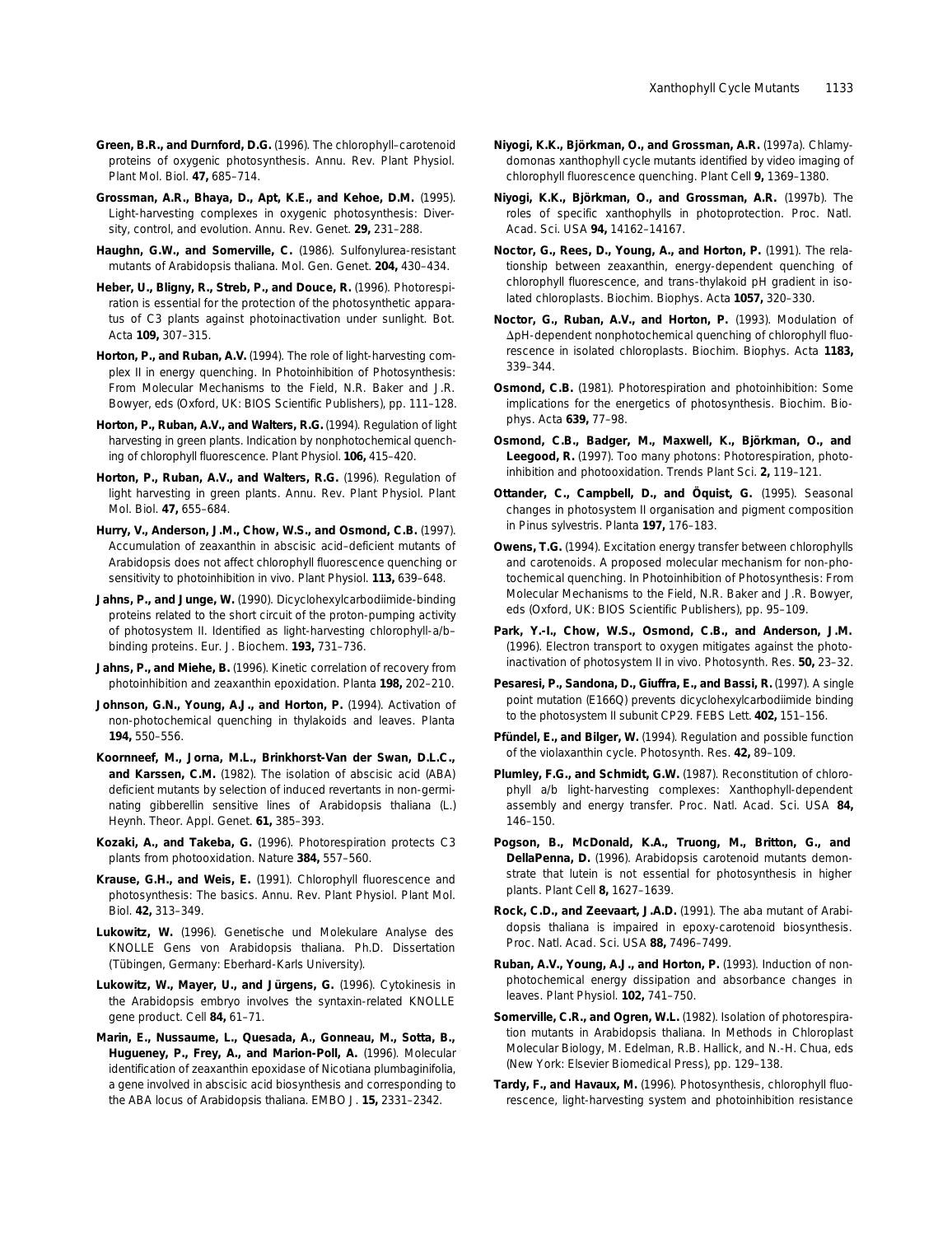**Green, B.R., and Durnford, D.G.** (1996). The chlorophyll–carotenoid proteins of oxygenic photosynthesis. Annu. Rev. Plant Physiol. Plant Mol. Biol. **47,** 685–714.

**Grossman, A.R., Bhaya, D., Apt, K.E., and Kehoe, D.M.** (1995). Light-harvesting complexes in oxygenic photosynthesis: Diversity, control, and evolution. Annu. Rev. Genet. **29,** 231–288.

**Haughn, G.W., and Somerville, C.** (1986). Sulfonylurea-resistant mutants of Arabidopsis thaliana. Mol. Gen. Genet. **204,** 430–434.

**Heber, U., Bligny, R., Streb, P., and Douce, R.** (1996). Photorespiration is essential for the protection of the photosynthetic apparatus of C3 plants against photoinactivation under sunlight. Bot. Acta **109,** 307–315.

**Horton, P., and Ruban, A.V.** (1994). The role of light-harvesting complex II in energy quenching. In Photoinhibition of Photosynthesis: From Molecular Mechanisms to the Field, N.R. Baker and J.R. Bowyer, eds (Oxford, UK: BIOS Scientific Publishers), pp. 111–128.

**Horton, P., Ruban, A.V., and Walters, R.G.** (1994). Regulation of light harvesting in green plants. Indication by nonphotochemical quenching of chlorophyll fluorescence. Plant Physiol. **106,** 415–420.

**Horton, P., Ruban, A.V., and Walters, R.G.** (1996). Regulation of light harvesting in green plants. Annu. Rev. Plant Physiol. Plant Mol. Biol. **47,** 655–684.

**Hurry, V., Anderson, J.M., Chow, W.S., and Osmond, C.B.** (1997). Accumulation of zeaxanthin in abscisic acid–deficient mutants of Arabidopsis does not affect chlorophyll fluorescence quenching or sensitivity to photoinhibition in vivo. Plant Physiol. **113,** 639–648.

**Jahns, P., and Junge, W.** (1990). Dicyclohexylcarbodiimide-binding proteins related to the short circuit of the proton-pumping activity of photosystem II. Identified as light-harvesting chlorophyll-a/b–binding proteins. Eur. J. Biochem. **193,** 731–736.

**Jahns, P., and Miehe, B.** (1996). Kinetic correlation of recovery from photoinhibition and zeaxanthin epoxidation. Planta **198,** 202–210.

**Johnson, G.N., Young, A.J., and Horton, P.** (1994). Activation of non-photochemical quenching in thylakoids and leaves. Planta **194,** 550–556.

**Koornneef, M., Jorna, M.L., Brinkhorst-Van der Swan, D.L.C., and Karssen, C.M.** (1982). The isolation of abscisic acid (ABA) deficient mutants by selection of induced revertants in non-germinating gibberellin sensitive lines of Arabidopsis thaliana (L.) Heynh. Theor. Appl. Genet. **61,** 385–393.

**Kozaki, A., and Takeba, G.** (1996). Photorespiration protects C3 plants from photooxidation. Nature **384,** 557–560.

**Krause, G.H., and Weis, E.** (1991). Chlorophyll fluorescence and photosynthesis: The basics. Annu. Rev. Plant Physiol. Plant Mol. Biol. **42,** 313–349.

**Lukowitz, W.** (1996). Genetische und Molekulare Analyse des KNOLLE Gens von Arabidopsis thaliana. Ph.D. Dissertation (Tübingen, Germany: Eberhard-Karls University).

**Lukowitz, W., Mayer, U., and Jürgens, G.** (1996). Cytokinesis in the Arabidopsis embryo involves the syntaxin-related KNOLLE gene product. Cell **84,** 61–71.

**Marin, E., Nussaume, L., Quesada, A., Gonneau, M., Sotta, B., Hugueney, P., Frey, A., and Marion-Poll, A.** (1996). Molecular identification of zeaxanthin epoxidase of Nicotiana plumbaginifolia, a gene involved in abscisic acid biosynthesis and corresponding to the ABA locus of Arabidopsis thaliana. EMBO J. **15,** 2331–2342.

**Niyogi, K.K., Björkman, O., and Grossman, A.R.** (1997a). Chlamydomonas xanthophyll cycle mutants identified by video imaging of chlorophyll fluorescence quenching. Plant Cell **9,** 1369–1380.

**Niyogi, K.K., Björkman, O., and Grossman, A.R.** (1997b). The roles of specific xanthophylls in photoprotection. Proc. Natl. Acad. Sci. USA **94,** 14162–14167.

**Noctor, G., Rees, D., Young, A., and Horton, P.** (1991). The relationship between zeaxanthin, energy-dependent quenching of chlorophyll fluorescence, and trans-thylakoid pH gradient in isolated chloroplasts. Biochim. Biophys. Acta **1057,** 320–330.

**Noctor, G., Ruban, A.V., and Horton, P.** (1993). Modulation of $\Delta$pH-dependent nonphotochemical quenching of chlorophyll fluorescence in isolated chloroplasts. Biochim. Biophys. Acta **1183,** 339–344.

**Osmond, C.B.** (1981). Photorespiration and photoinhibition: Some implications for the energetics of photosynthesis. Biochim. Biophys. Acta **639,** 77–98.

**Osmond, C.B., Badger, M., Maxwell, K., Björkman, O., and Leegood, R.** (1997). Too many photons: Photorespiration, photoinhibition and photooxidation. Trends Plant Sci. **2,** 119–121.

**Ottander, C., Campbell, D., and Öquist, G.** (1995). Seasonal changes in photosystem II organisation and pigment composition in Pinus sylvestris. Planta **197,** 176–183.

**Owens, T.G.** (1994). Excitation energy transfer between chlorophylls and carotenoids. A proposed molecular mechanism for non-photochemical quenching. In Photoinhibition of Photosynthesis: From Molecular Mechanisms to the Field, N.R. Baker and J.R. Bowyer, eds (Oxford, UK: BIOS Scientific Publishers), pp. 95–109.

**Park, Y.-I., Chow, W.S., Osmond, C.B., and Anderson, J.M.** (1996). Electron transport to oxygen mitigates against the photoinactivation of photosystem II in vivo. Photosynth. Res. **50,** 23–32.

**Pesaresi, P., Sandona, D., Giuffra, E., and Bassi, R.** (1997). A single point mutation (E166Q) prevents dicyclohexylcarbodiimide binding to the photosystem II subunit CP29. FEBS Lett. **402,** 151–156.

**Pfündel, E., and Bilger, W.** (1994). Regulation and possible function of the violaxanthin cycle. Photosynth. Res. **42,** 89–109.

**Plumley, F.G., and Schmidt, G.W.** (1987). Reconstitution of chlorophyll a/b light-harvesting complexes: Xanthophyll-dependent assembly and energy transfer. Proc. Natl. Acad. Sci. USA **84,** 146–150.

**Pogson, B., McDonald, K.A., Truong, M., Britton, G., and DellaPenna, D.** (1996). Arabidopsis carotenoid mutants demonstrate that lutein is not essential for photosynthesis in higher plants. Plant Cell **8,** 1627–1639.

**Rock, C.D., and Zeevaart, J.A.D.** (1991). The aba mutant of Arabidopsis thaliana is impaired in epoxy-carotenoid biosynthesis. Proc. Natl. Acad. Sci. USA **88,** 7496–7499.

**Ruban, A.V., Young, A.J., and Horton, P.** (1993). Induction of nonphotochemical energy dissipation and absorbance changes in leaves. Plant Physiol. **102,** 741–750.

**Somerville, C.R., and Ogren, W.L.** (1982). Isolation of photorespiration mutants in Arabidopsis thaliana. In Methods in Chloroplast Molecular Biology, M. Edelman, R.B. Hallick, and N.-H. Chua, eds (New York: Elsevier Biomedical Press), pp. 129–138.

**Tardy, F., and Havaux, M.** (1996). Photosynthesis, chlorophyll fluorescence, light-harvesting system and photoinhibition resistance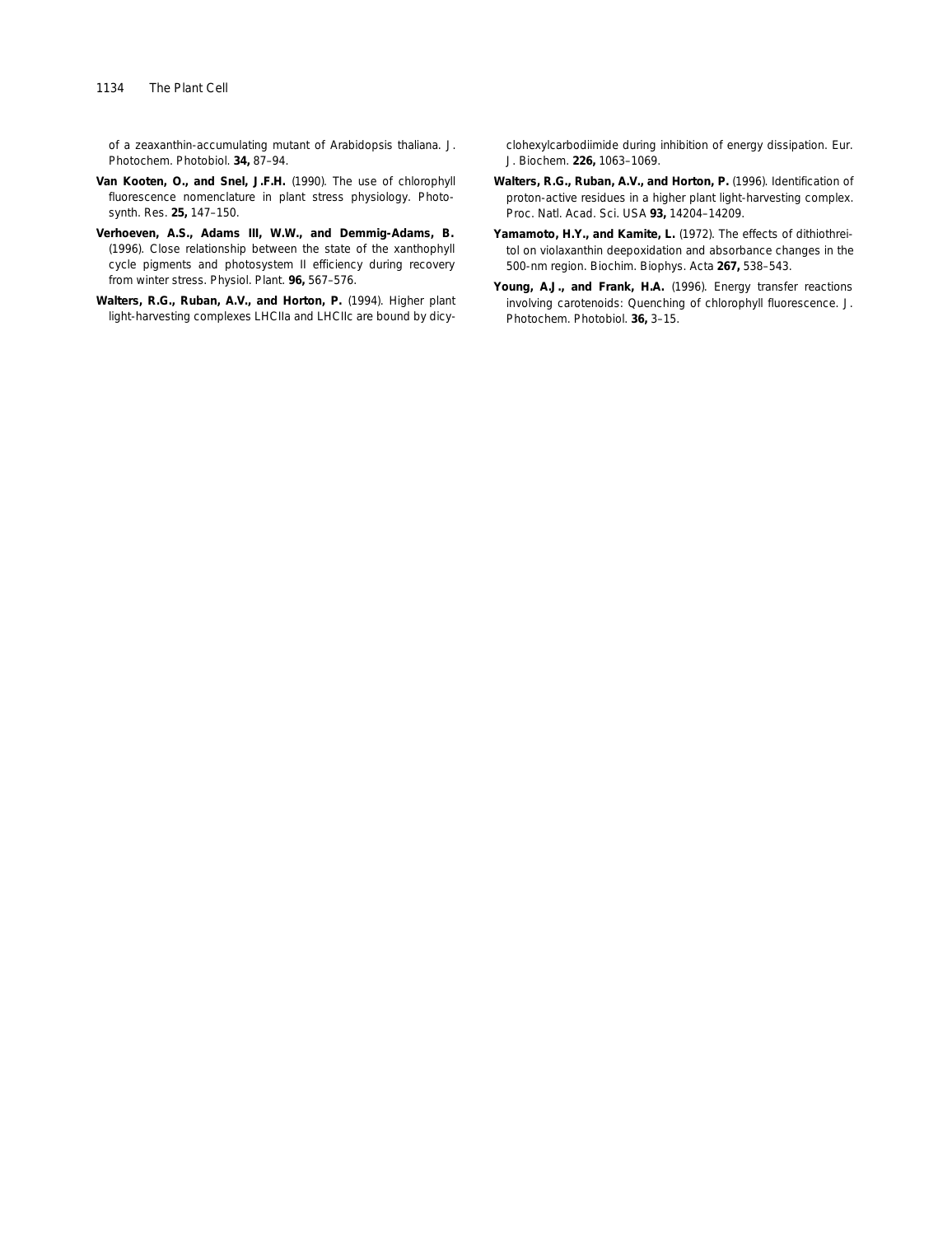of a zeaxanthin-accumulating mutant of Arabidopsis thaliana. J. Photochem. Photobiol. **34,** 87–94.

**Van Kooten, O., and Snel, J.F.H.** (1990). The use of chlorophyll fluorescence nomenclature in plant stress physiology. Photosynth. Res. **25,** 147–150.

**Verhoeven, A.S., Adams III, W.W., and Demmig-Adams, B.** (1996). Close relationship between the state of the xanthophyll cycle pigments and photosystem II efficiency during recovery from winter stress. Physiol. Plant. **96,** 567–576.

**Walters, R.G., Ruban, A.V., and Horton, P.** (1994). Higher plant light-harvesting complexes LHCIIa and LHCIIc are bound by dicyclohexylcarbodiimide during inhibition of energy dissipation. Eur. J. Biochem. **226,** 1063–1069.

**Walters, R.G., Ruban, A.V., and Horton, P.** (1996). Identification of proton-active residues in a higher plant light-harvesting complex. Proc. Natl. Acad. Sci. USA **93,** 14204–14209.

**Yamamoto, H.Y., and Kamite, L.** (1972). The effects of dithiothreitol on violaxanthin deepoxidation and absorbance changes in the 500-nm region. Biochim. Biophys. Acta **267,** 538–543.

**Young, A.J., and Frank, H.A.** (1996). Energy transfer reactions involving carotenoids: Quenching of chlorophyll fluorescence. J. Photochem. Photobiol. **36,** 3–15.